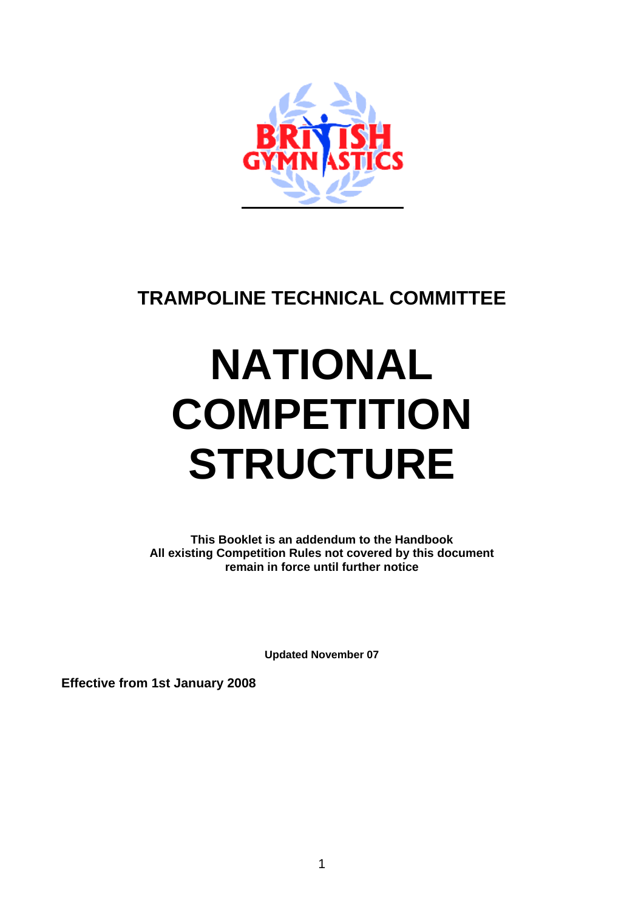## TRAMPOLINE TECHNICAL COMMITTEE

# NATIONAL COMPETITION STRUCTURE

**This Booklet is an addendum to the Handbook**
**All existing Competition Rules not covered by this document remain in force until further notice**

**Updated November 07**

**Effective from 1st January 2008**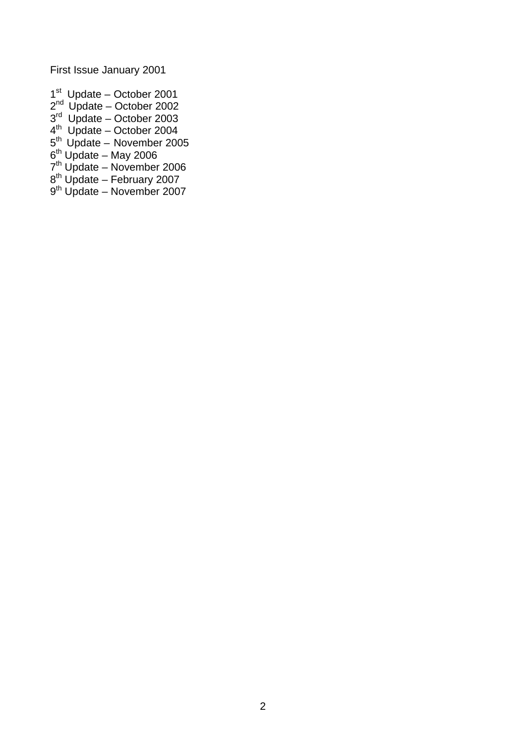First Issue January 2001

1st Update – October 2001
2nd Update – October 2002
3rd Update – October 2003
4th Update – October 2004
5th Update – November 2005
6th Update – May 2006
7th Update – November 2006
8th Update – February 2007
9th Update – November 2007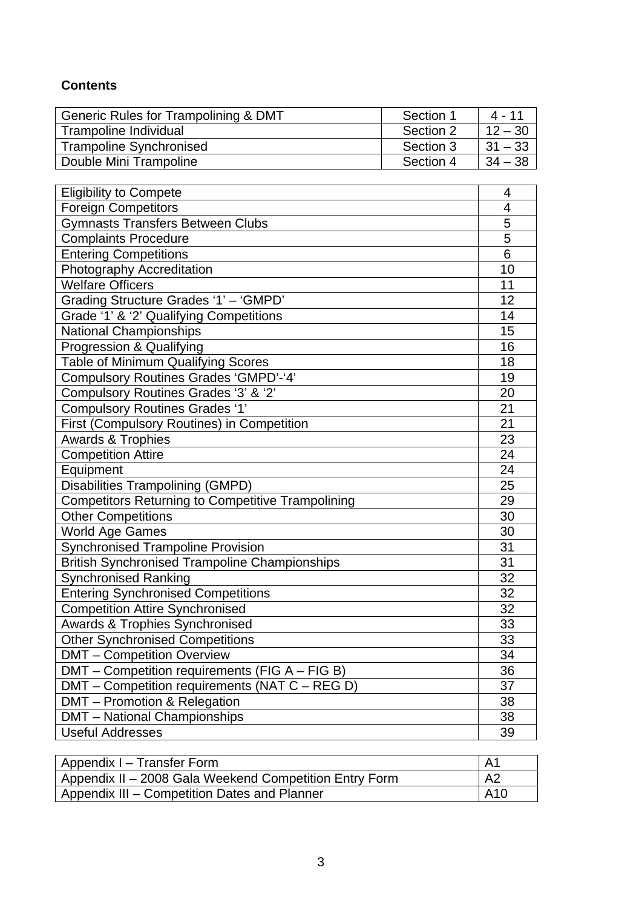## Contents

| Generic Rules for Trampolining & DMT | Section 1 | 4 - 11 |
|---|---|---|
| Trampoline Individual | Section 2 | 12 – 30 |
| Trampoline Synchronised | Section 3 | 31 – 33 |
| Double Mini Trampoline | Section 4 | 34 – 38 |

| Eligibility to Compete | 4 |
|---|---|
| Foreign Competitors | 4 |
| Gymnasts Transfers Between Clubs | 5 |
| Complaints Procedure | 5 |
| Entering Competitions | 6 |
| Photography Accreditation | 10 |
| Welfare Officers | 11 |
| Grading Structure Grades '1' – 'GMPD' | 12 |
| Grade '1' & '2' Qualifying Competitions | 14 |
| National Championships | 15 |
| Progression & Qualifying | 16 |
| Table of Minimum Qualifying Scores | 18 |
| Compulsory Routines Grades 'GMPD'-'4' | 19 |
| Compulsory Routines Grades '3' & '2' | 20 |
| Compulsory Routines Grades '1' | 21 |
| First (Compulsory Routines) in Competition | 21 |
| Awards & Trophies | 23 |
| Competition Attire | 24 |
| Equipment | 24 |
| Disabilities Trampolining (GMPD) | 25 |
| Competitors Returning to Competitive Trampolining | 29 |
| Other Competitions | 30 |
| World Age Games | 30 |
| Synchronised Trampoline Provision | 31 |
| British Synchronised Trampoline Championships | 31 |
| Synchronised Ranking | 32 |
| Entering Synchronised Competitions | 32 |
| Competition Attire Synchronised | 32 |
| Awards & Trophies Synchronised | 33 |
| Other Synchronised Competitions | 33 |
| DMT – Competition Overview | 34 |
| DMT – Competition requirements (FIG A – FIG B) | 36 |
| DMT – Competition requirements (NAT C – REG D) | 37 |
| DMT – Promotion & Relegation | 38 |
| DMT – National Championships | 38 |
| Useful Addresses | 39 |

| Appendix I – Transfer Form | A1 |
|---|---|
| Appendix II – 2008 Gala Weekend Competition Entry Form | A2 |
| Appendix III – Competition Dates and Planner | A10 |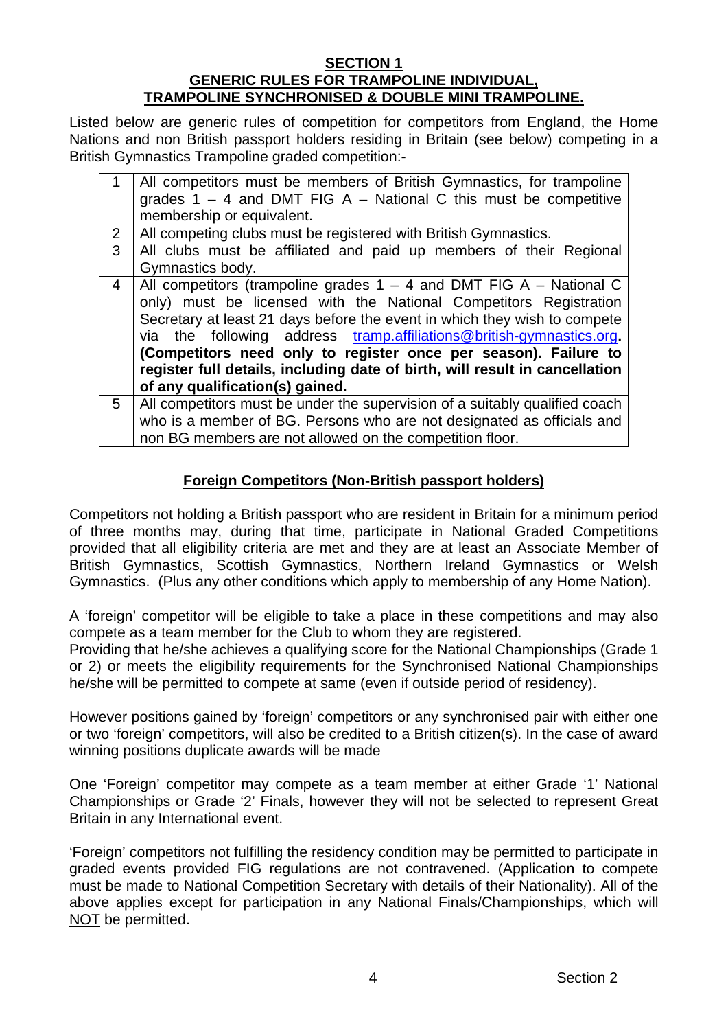## SECTION 1
## GENERIC RULES FOR TRAMPOLINE INDIVIDUAL, TRAMPOLINE SYNCHRONISED & DOUBLE MINI TRAMPOLINE.

Listed below are generic rules of competition for competitors from England, the Home Nations and non British passport holders residing in Britain (see below) competing in a British Gymnastics Trampoline graded competition:-

| | |
|---|---|
| 1 | All competitors must be members of British Gymnastics, for trampoline grades 1 – 4 and DMT FIG A – National C this must be competitive membership or equivalent. |
| 2 | All competing clubs must be registered with British Gymnastics. |
| 3 | All clubs must be affiliated and paid up members of their Regional Gymnastics body. |
| 4 | All competitors (trampoline grades 1 – 4 and DMT FIG A – National C only) must be licensed with the National Competitors Registration Secretary at least 21 days before the event in which they wish to compete via the following address tramp.affiliations@british-gymnastics.org. **(Competitors need only to register once per season). Failure to register full details, including date of birth, will result in cancellation of any qualification(s) gained.** |
| 5 | All competitors must be under the supervision of a suitably qualified coach who is a member of BG. Persons who are not designated as officials and non BG members are not allowed on the competition floor. |

### Foreign Competitors (Non-British passport holders)

Competitors not holding a British passport who are resident in Britain for a minimum period of three months may, during that time, participate in National Graded Competitions provided that all eligibility criteria are met and they are at least an Associate Member of British Gymnastics, Scottish Gymnastics, Northern Ireland Gymnastics or Welsh Gymnastics. (Plus any other conditions which apply to membership of any Home Nation).

A 'foreign' competitor will be eligible to take a place in these competitions and may also compete as a team member for the Club to whom they are registered.
Providing that he/she achieves a qualifying score for the National Championships (Grade 1 or 2) or meets the eligibility requirements for the Synchronised National Championships he/she will be permitted to compete at same (even if outside period of residency).

However positions gained by 'foreign' competitors or any synchronised pair with either one or two 'foreign' competitors, will also be credited to a British citizen(s). In the case of award winning positions duplicate awards will be made

One 'Foreign' competitor may compete as a team member at either Grade '1' National Championships or Grade '2' Finals, however they will not be selected to represent Great Britain in any International event.

'Foreign' competitors not fulfilling the residency condition may be permitted to participate in graded events provided FIG regulations are not contravened. (Application to compete must be made to National Competition Secretary with details of their Nationality). All of the above applies except for participation in any National Finals/Championships, which will <u>NOT</u> be permitted.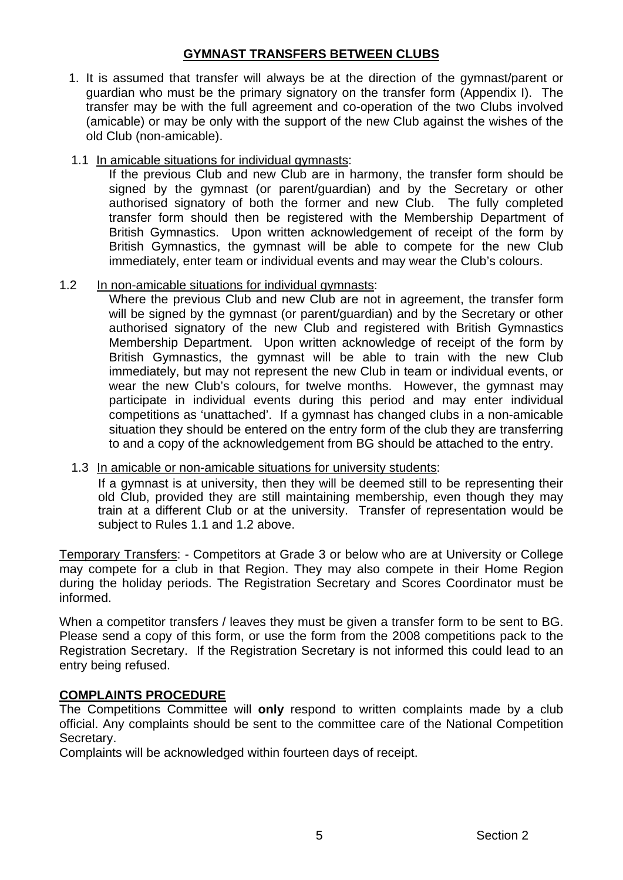## GYMNAST TRANSFERS BETWEEN CLUBS

1. It is assumed that transfer will always be at the direction of the gymnast/parent or guardian who must be the primary signatory on the transfer form (Appendix I). The transfer may be with the full agreement and co-operation of the two Clubs involved (amicable) or may be only with the support of the new Club against the wishes of the old Club (non-amicable).

1.1 <u>In amicable situations for individual gymnasts</u>:

If the previous Club and new Club are in harmony, the transfer form should be signed by the gymnast (or parent/guardian) and by the Secretary or other authorised signatory of both the former and new Club. The fully completed transfer form should then be registered with the Membership Department of British Gymnastics. Upon written acknowledgement of receipt of the form by British Gymnastics, the gymnast will be able to compete for the new Club immediately, enter team or individual events and may wear the Club's colours.

1.2 <u>In non-amicable situations for individual gymnasts</u>:

Where the previous Club and new Club are not in agreement, the transfer form will be signed by the gymnast (or parent/guardian) and by the Secretary or other authorised signatory of the new Club and registered with British Gymnastics Membership Department. Upon written acknowledge of receipt of the form by British Gymnastics, the gymnast will be able to train with the new Club immediately, but may not represent the new Club in team or individual events, or wear the new Club's colours, for twelve months. However, the gymnast may participate in individual events during this period and may enter individual competitions as 'unattached'. If a gymnast has changed clubs in a non-amicable situation they should be entered on the entry form of the club they are transferring to and a copy of the acknowledgement from BG should be attached to the entry.

1.3 <u>In amicable or non-amicable situations for university students</u>:

If a gymnast is at university, then they will be deemed still to be representing their old Club, provided they are still maintaining membership, even though they may train at a different Club or at the university. Transfer of representation would be subject to Rules 1.1 and 1.2 above.

<u>Temporary Transfers</u>: - Competitors at Grade 3 or below who are at University or College may compete for a club in that Region. They may also compete in their Home Region during the holiday periods. The Registration Secretary and Scores Coordinator must be informed.

When a competitor transfers / leaves they must be given a transfer form to be sent to BG. Please send a copy of this form, or use the form from the 2008 competitions pack to the Registration Secretary. If the Registration Secretary is not informed this could lead to an entry being refused.

## COMPLAINTS PROCEDURE

The Competitions Committee will **only** respond to written complaints made by a club official. Any complaints should be sent to the committee care of the National Competition Secretary.

Complaints will be acknowledged within fourteen days of receipt.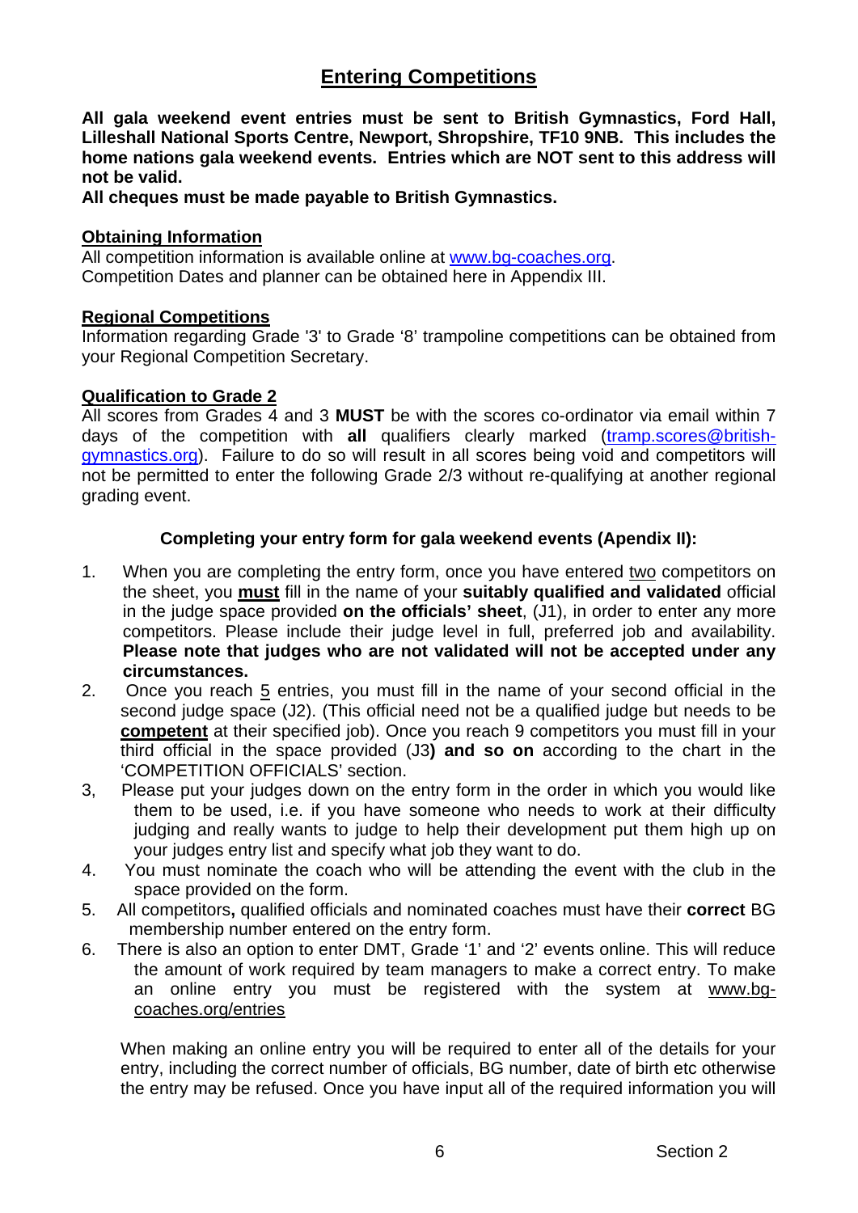## Entering Competitions

**All gala weekend event entries must be sent to British Gymnastics, Ford Hall, Lilleshall National Sports Centre, Newport, Shropshire, TF10 9NB. This includes the home nations gala weekend events. Entries which are NOT sent to this address will not be valid.**
**All cheques must be made payable to British Gymnastics.**

### Obtaining Information

All competition information is available online at www.bg-coaches.org.
Competition Dates and planner can be obtained here in Appendix III.

### Regional Competitions

Information regarding Grade '3' to Grade '8' trampoline competitions can be obtained from your Regional Competition Secretary.

### Qualification to Grade 2

All scores from Grades 4 and 3 **MUST** be with the scores co-ordinator via email within 7 days of the competition with **all** qualifiers clearly marked (tramp.scores@british-gymnastics.org). Failure to do so will result in all scores being void and competitors will not be permitted to enter the following Grade 2/3 without re-qualifying at another regional grading event.

**Completing your entry form for gala weekend events (Apendix II):**

1. When you are completing the entry form, once you have entered two competitors on the sheet, you **must** fill in the name of your **suitably qualified and validated** official in the judge space provided **on the officials' sheet**, (J1), in order to enter any more competitors. Please include their judge level in full, preferred job and availability. **Please note that judges who are not validated will not be accepted under any circumstances.**
2. Once you reach 5 entries, you must fill in the name of your second official in the second judge space (J2). (This official need not be a qualified judge but needs to be **competent** at their specified job). Once you reach 9 competitors you must fill in your third official in the space provided (J3**) and so on** according to the chart in the 'COMPETITION OFFICIALS' section.
3. Please put your judges down on the entry form in the order in which you would like them to be used, i.e. if you have someone who needs to work at their difficulty judging and really wants to judge to help their development put them high up on your judges entry list and specify what job they want to do.
4. You must nominate the coach who will be attending the event with the club in the space provided on the form.
5. All competitors**,** qualified officials and nominated coaches must have their **correct** BG membership number entered on the entry form.
6. There is also an option to enter DMT, Grade '1' and '2' events online. This will reduce the amount of work required by team managers to make a correct entry. To make an online entry you must be registered with the system at www.bg-coaches.org/entries

   When making an online entry you will be required to enter all of the details for your entry, including the correct number of officials, BG number, date of birth etc otherwise the entry may be refused. Once you have input all of the required information you will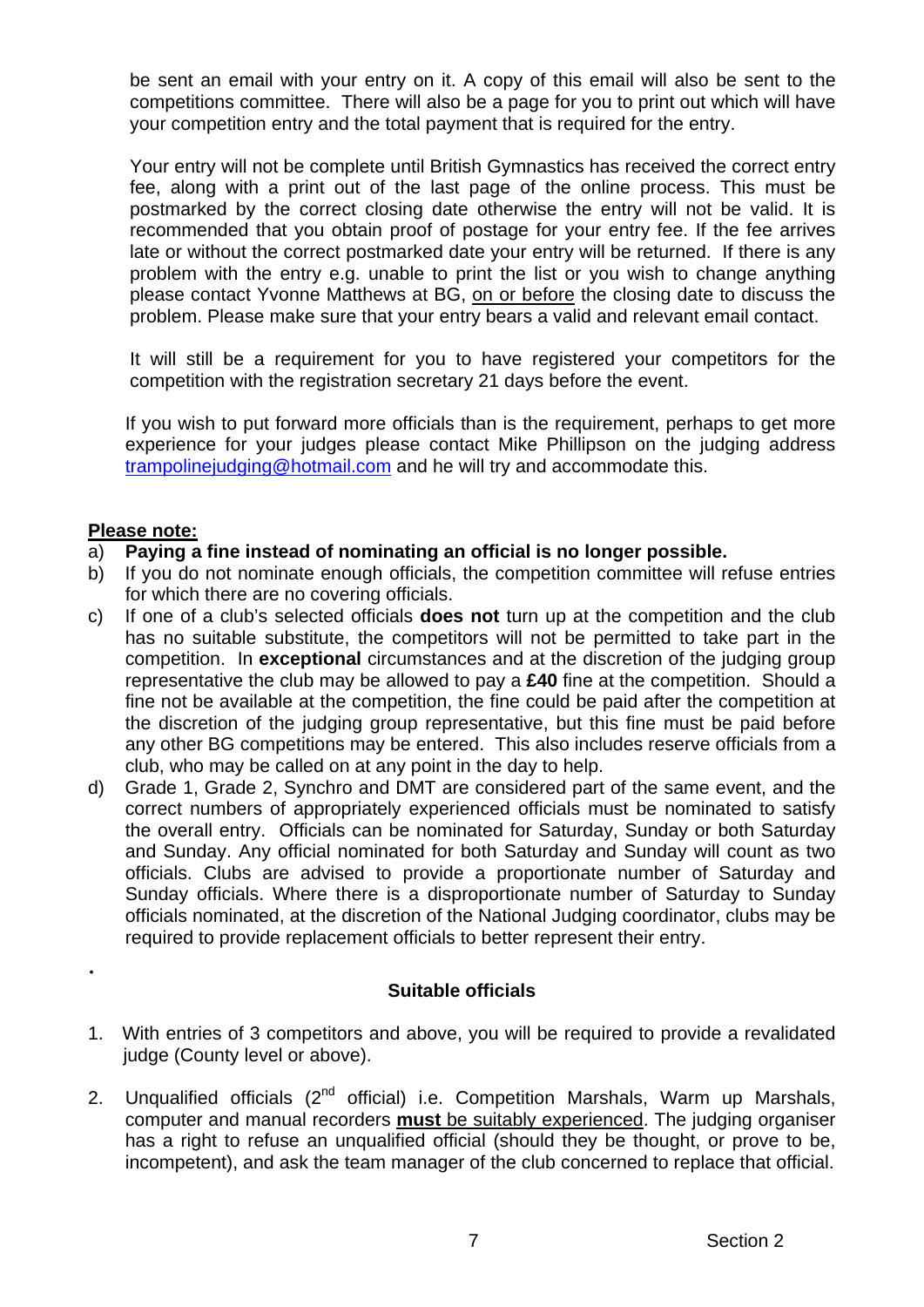be sent an email with your entry on it. A copy of this email will also be sent to the competitions committee. There will also be a page for you to print out which will have your competition entry and the total payment that is required for the entry.

Your entry will not be complete until British Gymnastics has received the correct entry fee, along with a print out of the last page of the online process. This must be postmarked by the correct closing date otherwise the entry will not be valid. It is recommended that you obtain proof of postage for your entry fee. If the fee arrives late or without the correct postmarked date your entry will be returned. If there is any problem with the entry e.g. unable to print the list or you wish to change anything please contact Yvonne Matthews at BG, <u>on or before</u> the closing date to discuss the problem. Please make sure that your entry bears a valid and relevant email contact.

It will still be a requirement for you to have registered your competitors for the competition with the registration secretary 21 days before the event.

If you wish to put forward more officials than is the requirement, perhaps to get more experience for your judges please contact Mike Phillipson on the judging address trampolinejudging@hotmail.com and he will try and accommodate this.

**<u>Please note:</u>**

a) **Paying a fine instead of nominating an official is no longer possible.**
b) If you do not nominate enough officials, the competition committee will refuse entries for which there are no covering officials.
c) If one of a club's selected officials **does not** turn up at the competition and the club has no suitable substitute, the competitors will not be permitted to take part in the competition. In **exceptional** circumstances and at the discretion of the judging group representative the club may be allowed to pay a **£40** fine at the competition. Should a fine not be available at the competition, the fine could be paid after the competition at the discretion of the judging group representative, but this fine must be paid before any other BG competitions may be entered. This also includes reserve officials from a club, who may be called on at any point in the day to help.
d) Grade 1, Grade 2, Synchro and DMT are considered part of the same event, and the correct numbers of appropriately experienced officials must be nominated to satisfy the overall entry. Officials can be nominated for Saturday, Sunday or both Saturday and Sunday. Any official nominated for both Saturday and Sunday will count as two officials. Clubs are advised to provide a proportionate number of Saturday and Sunday officials. Where there is a disproportionate number of Saturday to Sunday officials nominated, at the discretion of the National Judging coordinator, clubs may be required to provide replacement officials to better represent their entry.

.

**Suitable officials**

1. With entries of 3 competitors and above, you will be required to provide a revalidated judge (County level or above).

2. Unqualified officials (2nd official) i.e. Competition Marshals, Warm up Marshals, computer and manual recorders <u>**must** be suitably experienced</u>. The judging organiser has a right to refuse an unqualified official (should they be thought, or prove to be, incompetent), and ask the team manager of the club concerned to replace that official.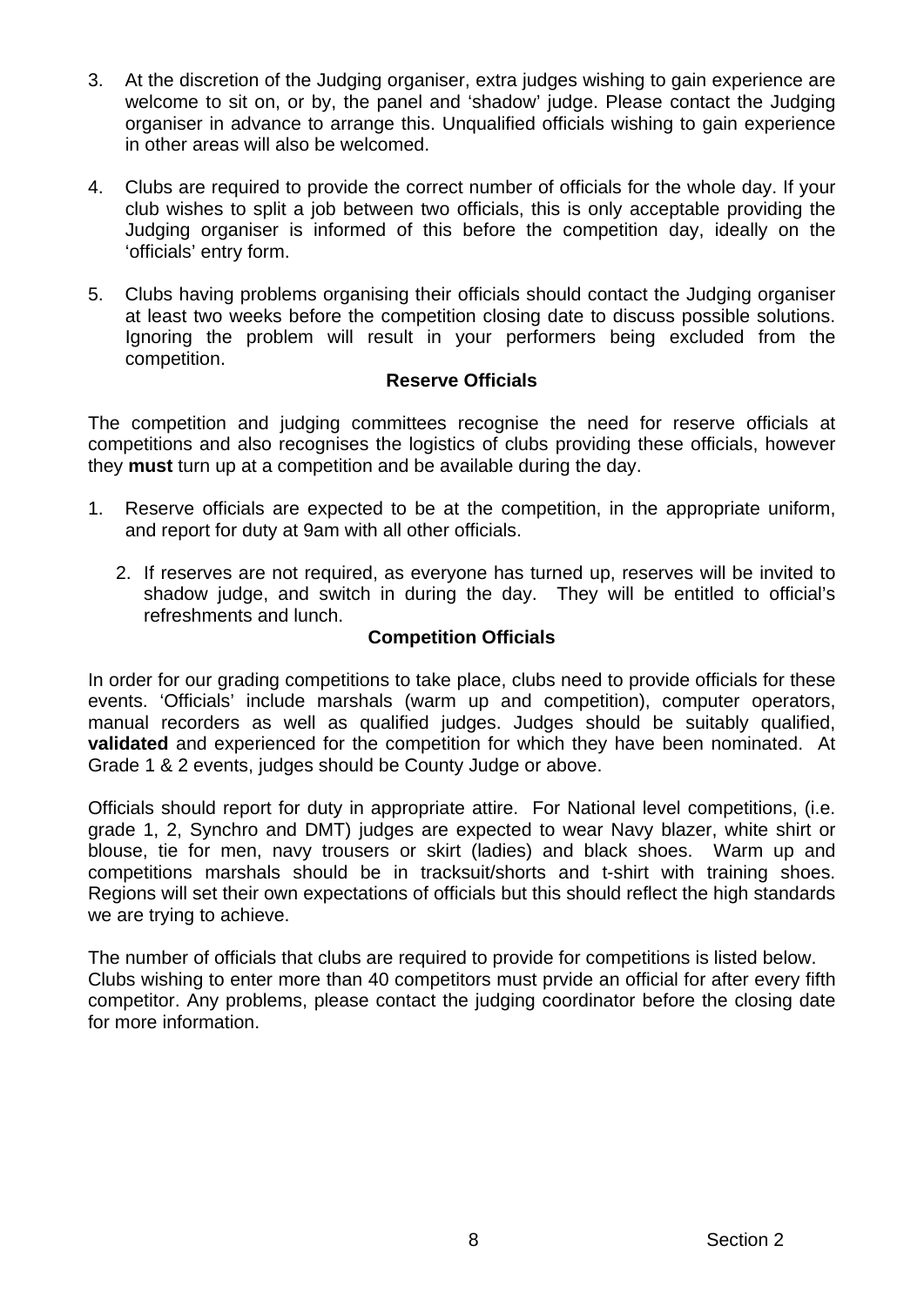3. At the discretion of the Judging organiser, extra judges wishing to gain experience are welcome to sit on, or by, the panel and 'shadow' judge. Please contact the Judging organiser in advance to arrange this. Unqualified officials wishing to gain experience in other areas will also be welcomed.

4. Clubs are required to provide the correct number of officials for the whole day. If your club wishes to split a job between two officials, this is only acceptable providing the Judging organiser is informed of this before the competition day, ideally on the 'officials' entry form.

5. Clubs having problems organising their officials should contact the Judging organiser at least two weeks before the competition closing date to discuss possible solutions. Ignoring the problem will result in your performers being excluded from the competition.

### Reserve Officials

The competition and judging committees recognise the need for reserve officials at competitions and also recognises the logistics of clubs providing these officials, however they **must** turn up at a competition and be available during the day.

1. Reserve officials are expected to be at the competition, in the appropriate uniform, and report for duty at 9am with all other officials.

2. If reserves are not required, as everyone has turned up, reserves will be invited to shadow judge, and switch in during the day. They will be entitled to official's refreshments and lunch.

### Competition Officials

In order for our grading competitions to take place, clubs need to provide officials for these events. 'Officials' include marshals (warm up and competition), computer operators, manual recorders as well as qualified judges. Judges should be suitably qualified, **validated** and experienced for the competition for which they have been nominated. At Grade 1 & 2 events, judges should be County Judge or above.

Officials should report for duty in appropriate attire. For National level competitions, (i.e. grade 1, 2, Synchro and DMT) judges are expected to wear Navy blazer, white shirt or blouse, tie for men, navy trousers or skirt (ladies) and black shoes. Warm up and competitions marshals should be in tracksuit/shorts and t-shirt with training shoes. Regions will set their own expectations of officials but this should reflect the high standards we are trying to achieve.

The number of officials that clubs are required to provide for competitions is listed below. Clubs wishing to enter more than 40 competitors must prvide an official for after every fifth competitor. Any problems, please contact the judging coordinator before the closing date for more information.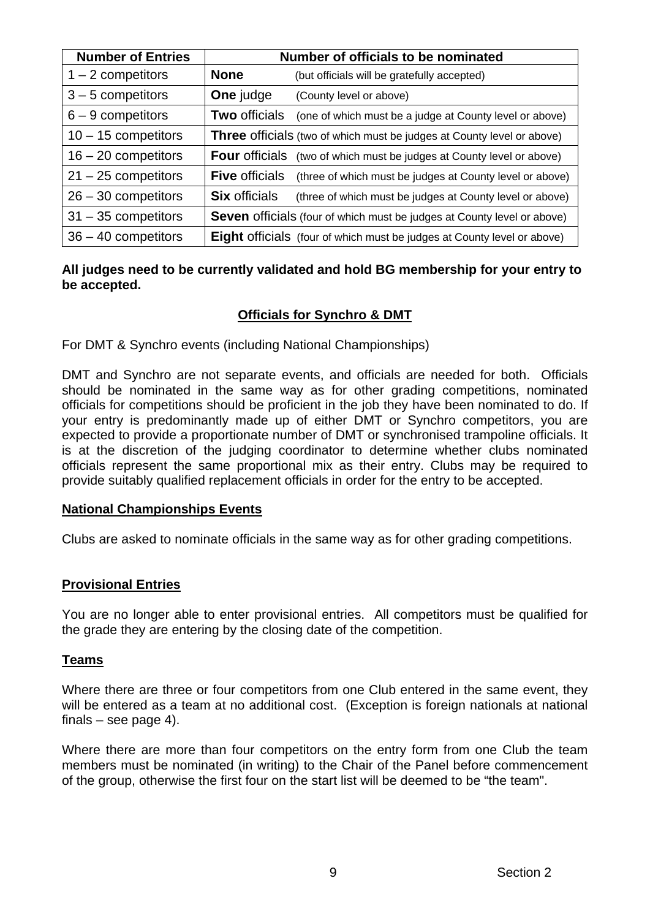| Number of Entries | Number of officials to be nominated |
|---|---|
| 1 – 2 competitors | **None** (but officials will be gratefully accepted) |
| 3 – 5 competitors | **One** judge (County level or above) |
| 6 – 9 competitors | **Two** officials (one of which must be a judge at County level or above) |
| 10 – 15 competitors | **Three** officials (two of which must be judges at County level or above) |
| 16 – 20 competitors | **Four** officials (two of which must be judges at County level or above) |
| 21 – 25 competitors | **Five** officials (three of which must be judges at County level or above) |
| 26 – 30 competitors | **Six** officials (three of which must be judges at County level or above) |
| 31 – 35 competitors | **Seven** officials (four of which must be judges at County level or above) |
| 36 – 40 competitors | **Eight** officials (four of which must be judges at County level or above) |

**All judges need to be currently validated and hold BG membership for your entry to be accepted.**

## Officials for Synchro & DMT

For DMT & Synchro events (including National Championships)

DMT and Synchro are not separate events, and officials are needed for both. Officials should be nominated in the same way as for other grading competitions, nominated officials for competitions should be proficient in the job they have been nominated to do. If your entry is predominantly made up of either DMT or Synchro competitors, you are expected to provide a proportionate number of DMT or synchronised trampoline officials. It is at the discretion of the judging coordinator to determine whether clubs nominated officials represent the same proportional mix as their entry. Clubs may be required to provide suitably qualified replacement officials in order for the entry to be accepted.

## National Championships Events

Clubs are asked to nominate officials in the same way as for other grading competitions.

## Provisional Entries

You are no longer able to enter provisional entries. All competitors must be qualified for the grade they are entering by the closing date of the competition.

## Teams

Where there are three or four competitors from one Club entered in the same event, they will be entered as a team at no additional cost. (Exception is foreign nationals at national finals – see page 4).

Where there are more than four competitors on the entry form from one Club the team members must be nominated (in writing) to the Chair of the Panel before commencement of the group, otherwise the first four on the start list will be deemed to be "the team".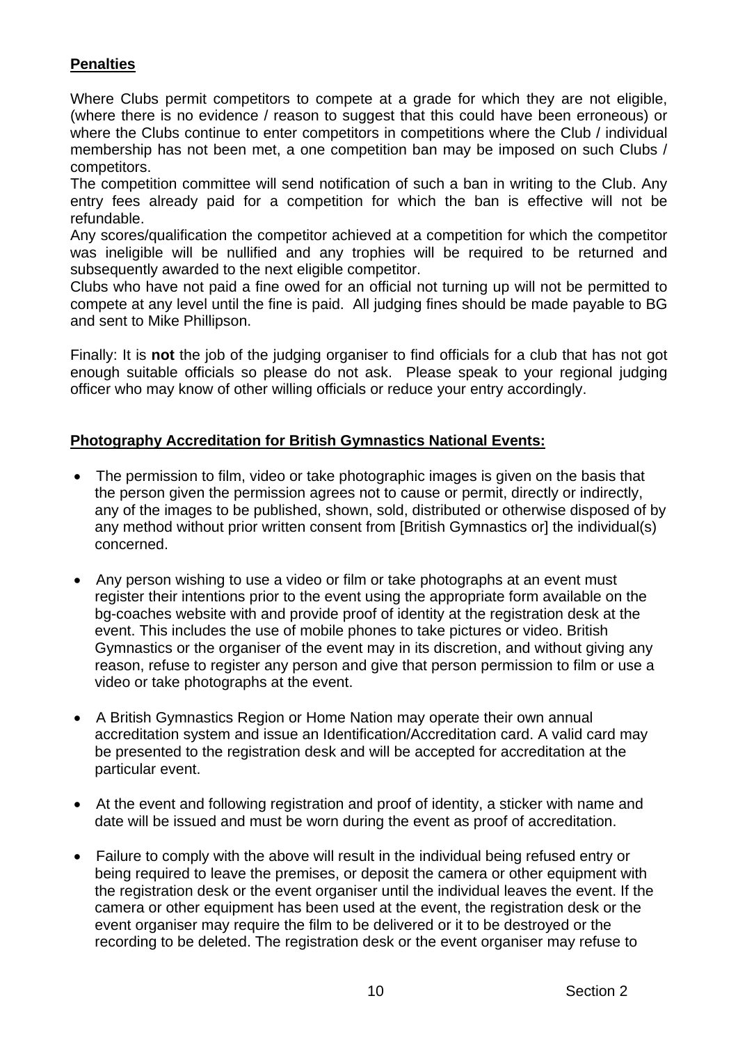**Penalties**

Where Clubs permit competitors to compete at a grade for which they are not eligible, (where there is no evidence / reason to suggest that this could have been erroneous) or where the Clubs continue to enter competitors in competitions where the Club / individual membership has not been met, a one competition ban may be imposed on such Clubs / competitors.
The competition committee will send notification of such a ban in writing to the Club. Any entry fees already paid for a competition for which the ban is effective will not be refundable.
Any scores/qualification the competitor achieved at a competition for which the competitor was ineligible will be nullified and any trophies will be required to be returned and subsequently awarded to the next eligible competitor.
Clubs who have not paid a fine owed for an official not turning up will not be permitted to compete at any level until the fine is paid. All judging fines should be made payable to BG and sent to Mike Phillipson.

Finally: It is **not** the job of the judging organiser to find officials for a club that has not got enough suitable officials so please do not ask. Please speak to your regional judging officer who may know of other willing officials or reduce your entry accordingly.

**Photography Accreditation for British Gymnastics National Events:**

- The permission to film, video or take photographic images is given on the basis that the person given the permission agrees not to cause or permit, directly or indirectly, any of the images to be published, shown, sold, distributed or otherwise disposed of by any method without prior written consent from [British Gymnastics or] the individual(s) concerned.

- Any person wishing to use a video or film or take photographs at an event must register their intentions prior to the event using the appropriate form available on the bg-coaches website with and provide proof of identity at the registration desk at the event. This includes the use of mobile phones to take pictures or video. British Gymnastics or the organiser of the event may in its discretion, and without giving any reason, refuse to register any person and give that person permission to film or use a video or take photographs at the event.

- A British Gymnastics Region or Home Nation may operate their own annual accreditation system and issue an Identification/Accreditation card. A valid card may be presented to the registration desk and will be accepted for accreditation at the particular event.

- At the event and following registration and proof of identity, a sticker with name and date will be issued and must be worn during the event as proof of accreditation.

- Failure to comply with the above will result in the individual being refused entry or being required to leave the premises, or deposit the camera or other equipment with the registration desk or the event organiser until the individual leaves the event. If the camera or other equipment has been used at the event, the registration desk or the event organiser may require the film to be delivered or it to be destroyed or the recording to be deleted. The registration desk or the event organiser may refuse to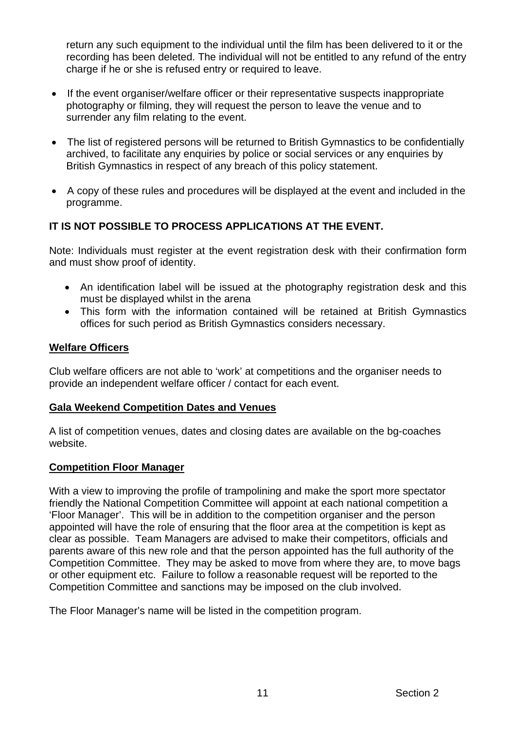return any such equipment to the individual until the film has been delivered to it or the recording has been deleted. The individual will not be entitled to any refund of the entry charge if he or she is refused entry or required to leave.

- If the event organiser/welfare officer or their representative suspects inappropriate photography or filming, they will request the person to leave the venue and to surrender any film relating to the event.
- The list of registered persons will be returned to British Gymnastics to be confidentially archived, to facilitate any enquiries by police or social services or any enquiries by British Gymnastics in respect of any breach of this policy statement.
- A copy of these rules and procedures will be displayed at the event and included in the programme.

**IT IS NOT POSSIBLE TO PROCESS APPLICATIONS AT THE EVENT.**

Note: Individuals must register at the event registration desk with their confirmation form and must show proof of identity.

- An identification label will be issued at the photography registration desk and this must be displayed whilst in the arena
- This form with the information contained will be retained at British Gymnastics offices for such period as British Gymnastics considers necessary.

**Welfare Officers**

Club welfare officers are not able to 'work' at competitions and the organiser needs to provide an independent welfare officer / contact for each event.

**Gala Weekend Competition Dates and Venues**

A list of competition venues, dates and closing dates are available on the bg-coaches website.

**Competition Floor Manager**

With a view to improving the profile of trampolining and make the sport more spectator friendly the National Competition Committee will appoint at each national competition a 'Floor Manager'. This will be in addition to the competition organiser and the person appointed will have the role of ensuring that the floor area at the competition is kept as clear as possible. Team Managers are advised to make their competitors, officials and parents aware of this new role and that the person appointed has the full authority of the Competition Committee. They may be asked to move from where they are, to move bags or other equipment etc. Failure to follow a reasonable request will be reported to the Competition Committee and sanctions may be imposed on the club involved.

The Floor Manager's name will be listed in the competition program.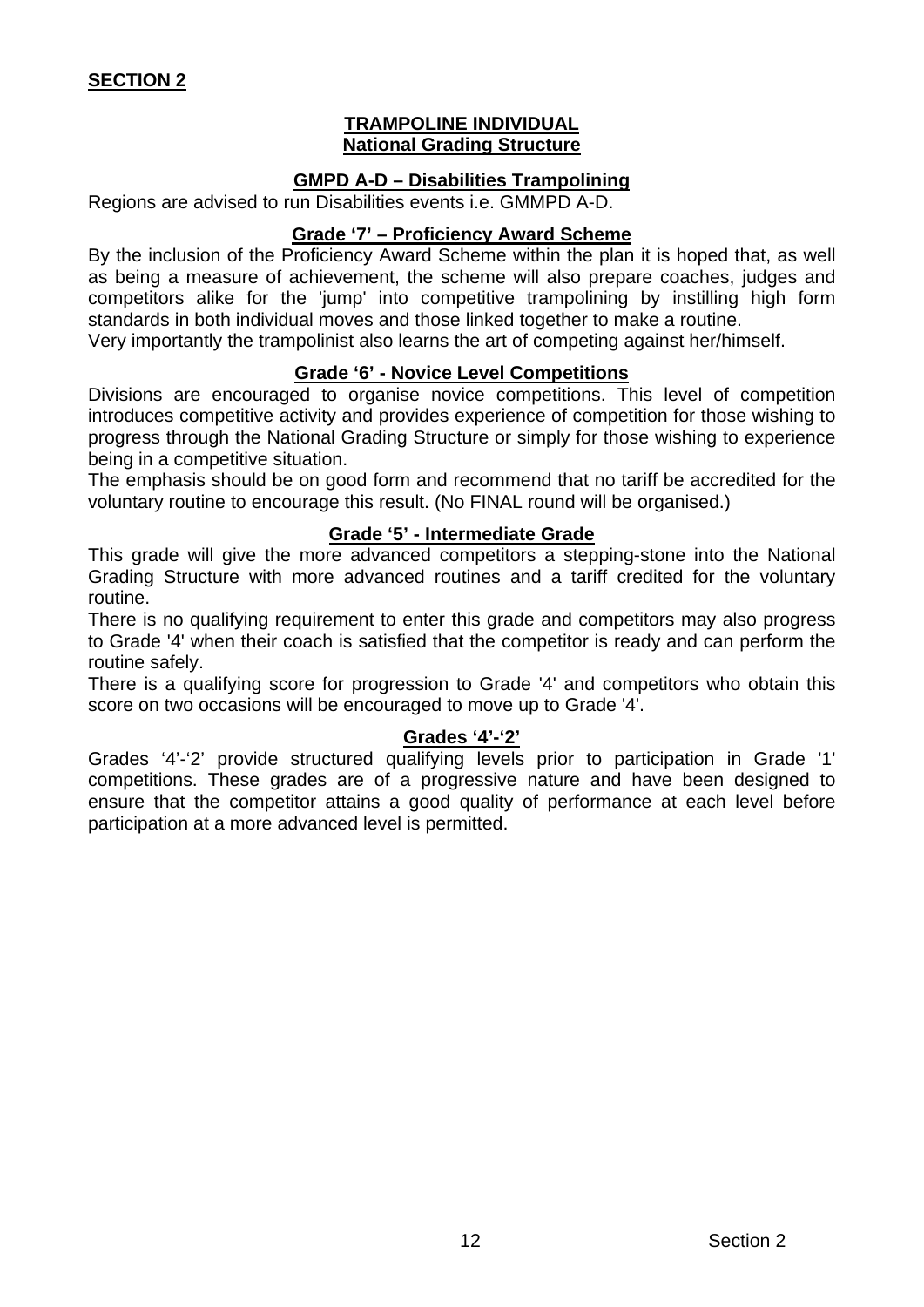**SECTION 2**

## TRAMPOLINE INDIVIDUAL
## National Grading Structure

### GMPD A-D – Disabilities Trampolining

Regions are advised to run Disabilities events i.e. GMMPD A-D.

### Grade '7' – Proficiency Award Scheme

By the inclusion of the Proficiency Award Scheme within the plan it is hoped that, as well as being a measure of achievement, the scheme will also prepare coaches, judges and competitors alike for the 'jump' into competitive trampolining by instilling high form standards in both individual moves and those linked together to make a routine.
Very importantly the trampolinist also learns the art of competing against her/himself.

### Grade '6' - Novice Level Competitions

Divisions are encouraged to organise novice competitions. This level of competition introduces competitive activity and provides experience of competition for those wishing to progress through the National Grading Structure or simply for those wishing to experience being in a competitive situation.
The emphasis should be on good form and recommend that no tariff be accredited for the voluntary routine to encourage this result. (No FINAL round will be organised.)

### Grade '5' - Intermediate Grade

This grade will give the more advanced competitors a stepping-stone into the National Grading Structure with more advanced routines and a tariff credited for the voluntary routine.
There is no qualifying requirement to enter this grade and competitors may also progress to Grade '4' when their coach is satisfied that the competitor is ready and can perform the routine safely.
There is a qualifying score for progression to Grade '4' and competitors who obtain this score on two occasions will be encouraged to move up to Grade '4'.

### Grades '4'-'2'

Grades '4'-'2' provide structured qualifying levels prior to participation in Grade '1' competitions. These grades are of a progressive nature and have been designed to ensure that the competitor attains a good quality of performance at each level before participation at a more advanced level is permitted.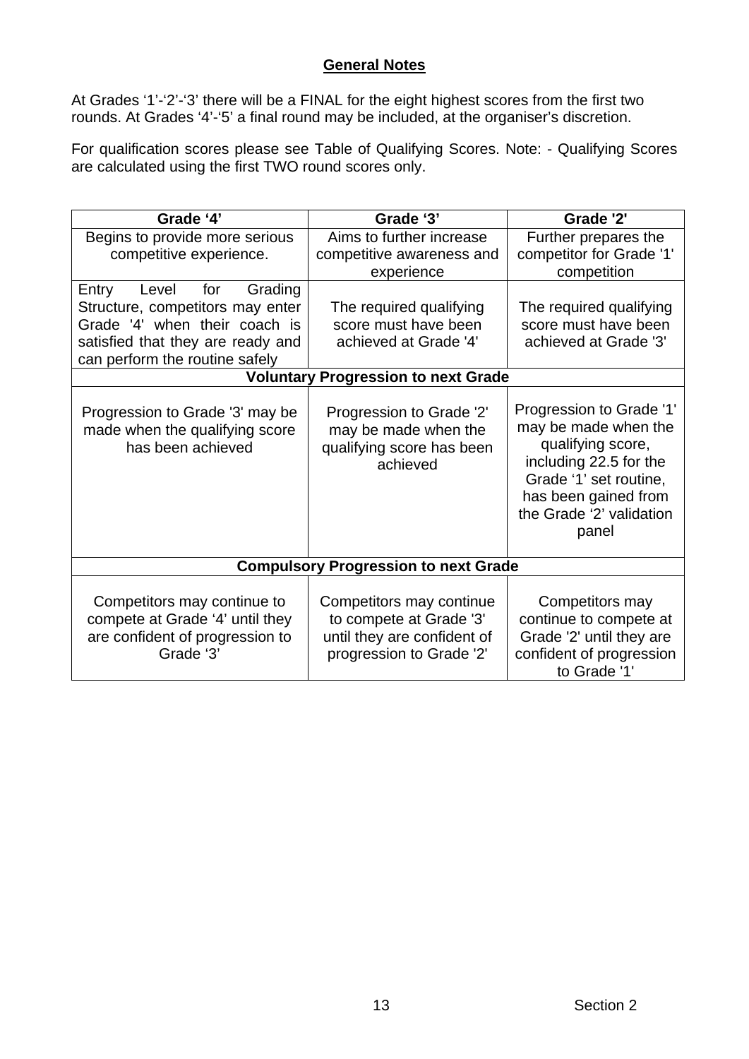## General Notes

At Grades ‘1’-‘2’-‘3’ there will be a FINAL for the eight highest scores from the first two rounds. At Grades ‘4’-‘5’ a final round may be included, at the organiser’s discretion.

For qualification scores please see Table of Qualifying Scores. Note: - Qualifying Scores are calculated using the first TWO round scores only.

| Grade ‘4’ | Grade ‘3’ | Grade '2' |
|---|---|---|
| Begins to provide more serious competitive experience. | Aims to further increase competitive awareness and experience | Further prepares the competitor for Grade '1' competition |
| Entry Level for Grading Structure, competitors may enter Grade '4' when their coach is satisfied that they are ready and can perform the routine safely | The required qualifying score must have been achieved at Grade '4' | The required qualifying score must have been achieved at Grade '3' |
| **Voluntary Progression to next Grade** | | |
| Progression to Grade '3' may be made when the qualifying score has been achieved | Progression to Grade '2' may be made when the qualifying score has been achieved | Progression to Grade '1' may be made when the qualifying score, including 22.5 for the Grade ‘1’ set routine, has been gained from the Grade ‘2’ validation panel |
| **Compulsory Progression to next Grade** | | |
| Competitors may continue to compete at Grade ‘4’ until they are confident of progression to Grade ‘3’ | Competitors may continue to compete at Grade '3' until they are confident of progression to Grade '2' | Competitors may continue to compete at Grade '2' until they are confident of progression to Grade '1' |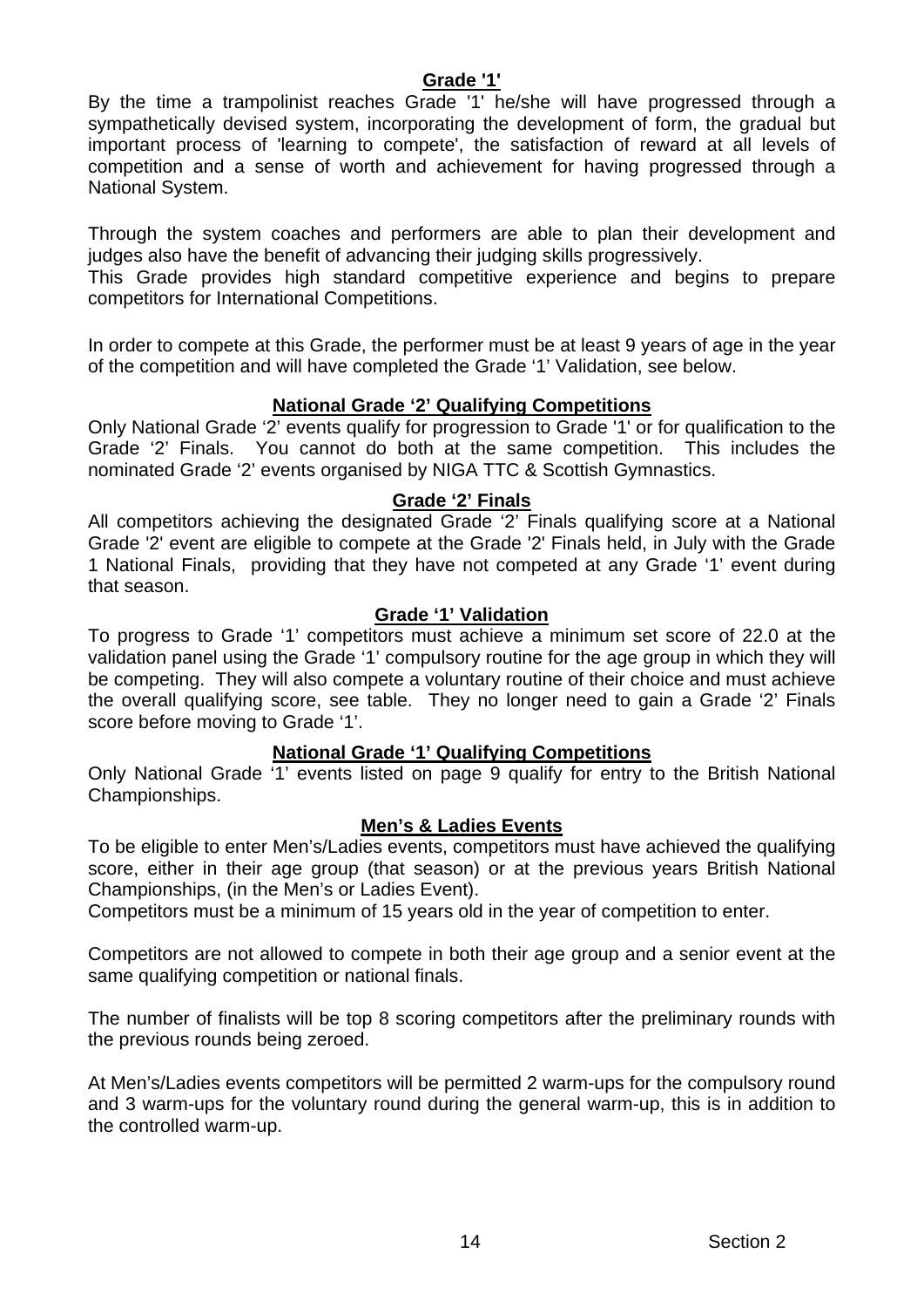## Grade '1'

By the time a trampolinist reaches Grade '1' he/she will have progressed through a sympathetically devised system, incorporating the development of form, the gradual but important process of 'learning to compete', the satisfaction of reward at all levels of competition and a sense of worth and achievement for having progressed through a National System.

Through the system coaches and performers are able to plan their development and judges also have the benefit of advancing their judging skills progressively.
This Grade provides high standard competitive experience and begins to prepare competitors for International Competitions.

In order to compete at this Grade, the performer must be at least 9 years of age in the year of the competition and will have completed the Grade '1' Validation, see below.

## National Grade '2' Qualifying Competitions

Only National Grade '2' events qualify for progression to Grade '1' or for qualification to the Grade '2' Finals. You cannot do both at the same competition. This includes the nominated Grade '2' events organised by NIGA TTC & Scottish Gymnastics.

## Grade '2' Finals

All competitors achieving the designated Grade '2' Finals qualifying score at a National Grade '2' event are eligible to compete at the Grade '2' Finals held, in July with the Grade 1 National Finals, providing that they have not competed at any Grade '1' event during that season.

## Grade '1' Validation

To progress to Grade '1' competitors must achieve a minimum set score of 22.0 at the validation panel using the Grade '1' compulsory routine for the age group in which they will be competing. They will also compete a voluntary routine of their choice and must achieve the overall qualifying score, see table. They no longer need to gain a Grade '2' Finals score before moving to Grade '1'.

## National Grade '1' Qualifying Competitions

Only National Grade '1' events listed on page 9 qualify for entry to the British National Championships.

## Men's & Ladies Events

To be eligible to enter Men's/Ladies events, competitors must have achieved the qualifying score, either in their age group (that season) or at the previous years British National Championships, (in the Men's or Ladies Event).
Competitors must be a minimum of 15 years old in the year of competition to enter.

Competitors are not allowed to compete in both their age group and a senior event at the same qualifying competition or national finals.

The number of finalists will be top 8 scoring competitors after the preliminary rounds with the previous rounds being zeroed.

At Men's/Ladies events competitors will be permitted 2 warm-ups for the compulsory round and 3 warm-ups for the voluntary round during the general warm-up, this is in addition to the controlled warm-up.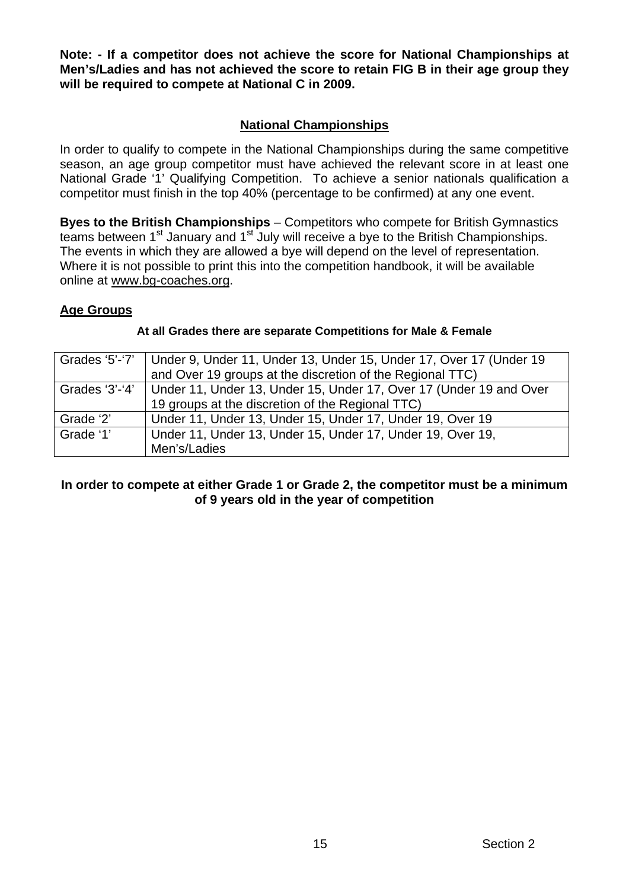**Note: - If a competitor does not achieve the score for National Championships at Men's/Ladies and has not achieved the score to retain FIG B in their age group they will be required to compete at National C in 2009.**

## National Championships

In order to qualify to compete in the National Championships during the same competitive season, an age group competitor must have achieved the relevant score in at least one National Grade '1' Qualifying Competition. To achieve a senior nationals qualification a competitor must finish in the top 40% (percentage to be confirmed) at any one event.

**Byes to the British Championships** – Competitors who compete for British Gymnastics teams between 1st January and 1st July will receive a bye to the British Championships. The events in which they are allowed a bye will depend on the level of representation. Where it is not possible to print this into the competition handbook, it will be available online at www.bg-coaches.org.

## Age Groups

**At all Grades there are separate Competitions for Male & Female**

| Grades | Age Groups |
|---|---|
| Grades '5'-'7' | Under 9, Under 11, Under 13, Under 15, Under 17, Over 17 (Under 19 and Over 19 groups at the discretion of the Regional TTC) |
| Grades '3'-'4' | Under 11, Under 13, Under 15, Under 17, Over 17 (Under 19 and Over 19 groups at the discretion of the Regional TTC) |
| Grade '2' | Under 11, Under 13, Under 15, Under 17, Under 19, Over 19 |
| Grade '1' | Under 11, Under 13, Under 15, Under 17, Under 19, Over 19, Men's/Ladies |

**In order to compete at either Grade 1 or Grade 2, the competitor must be a minimum of 9 years old in the year of competition**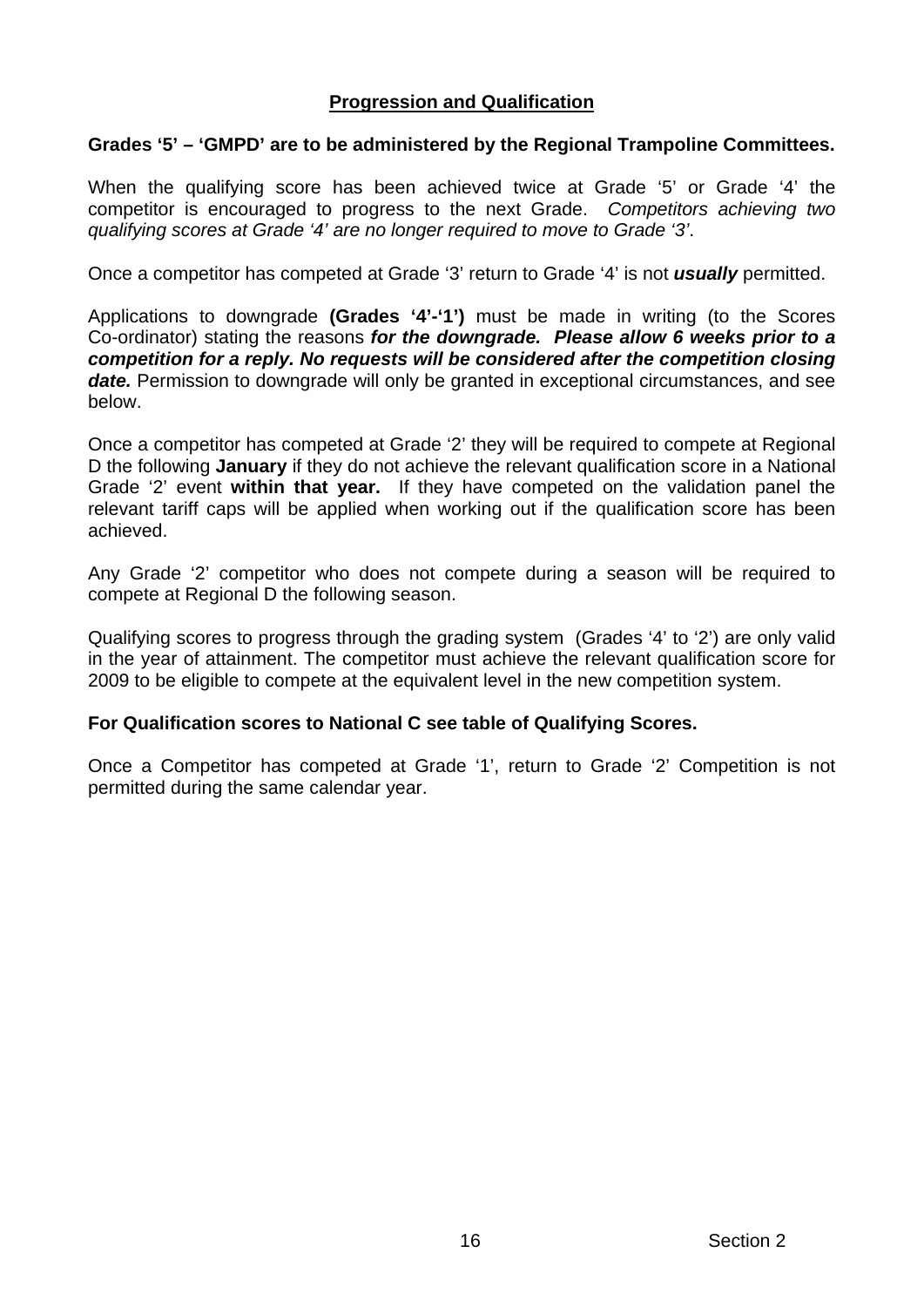## Progression and Qualification

**Grades '5' – 'GMPD' are to be administered by the Regional Trampoline Committees.**

When the qualifying score has been achieved twice at Grade '5' or Grade '4' the competitor is encouraged to progress to the next Grade. *Competitors achieving two qualifying scores at Grade '4' are no longer required to move to Grade '3'*.

Once a competitor has competed at Grade '3' return to Grade '4' is not ***usually*** permitted.

Applications to downgrade **(Grades '4'-'1')** must be made in writing (to the Scores Co-ordinator) stating the reasons ***for the downgrade. Please allow 6 weeks prior to a competition for a reply. No requests will be considered after the competition closing date.*** Permission to downgrade will only be granted in exceptional circumstances, and see below.

Once a competitor has competed at Grade '2' they will be required to compete at Regional D the following **January** if they do not achieve the relevant qualification score in a National Grade '2' event **within that year.** If they have competed on the validation panel the relevant tariff caps will be applied when working out if the qualification score has been achieved.

Any Grade '2' competitor who does not compete during a season will be required to compete at Regional D the following season.

Qualifying scores to progress through the grading system (Grades '4' to '2') are only valid in the year of attainment. The competitor must achieve the relevant qualification score for 2009 to be eligible to compete at the equivalent level in the new competition system.

**For Qualification scores to National C see table of Qualifying Scores.**

Once a Competitor has competed at Grade '1', return to Grade '2' Competition is not permitted during the same calendar year.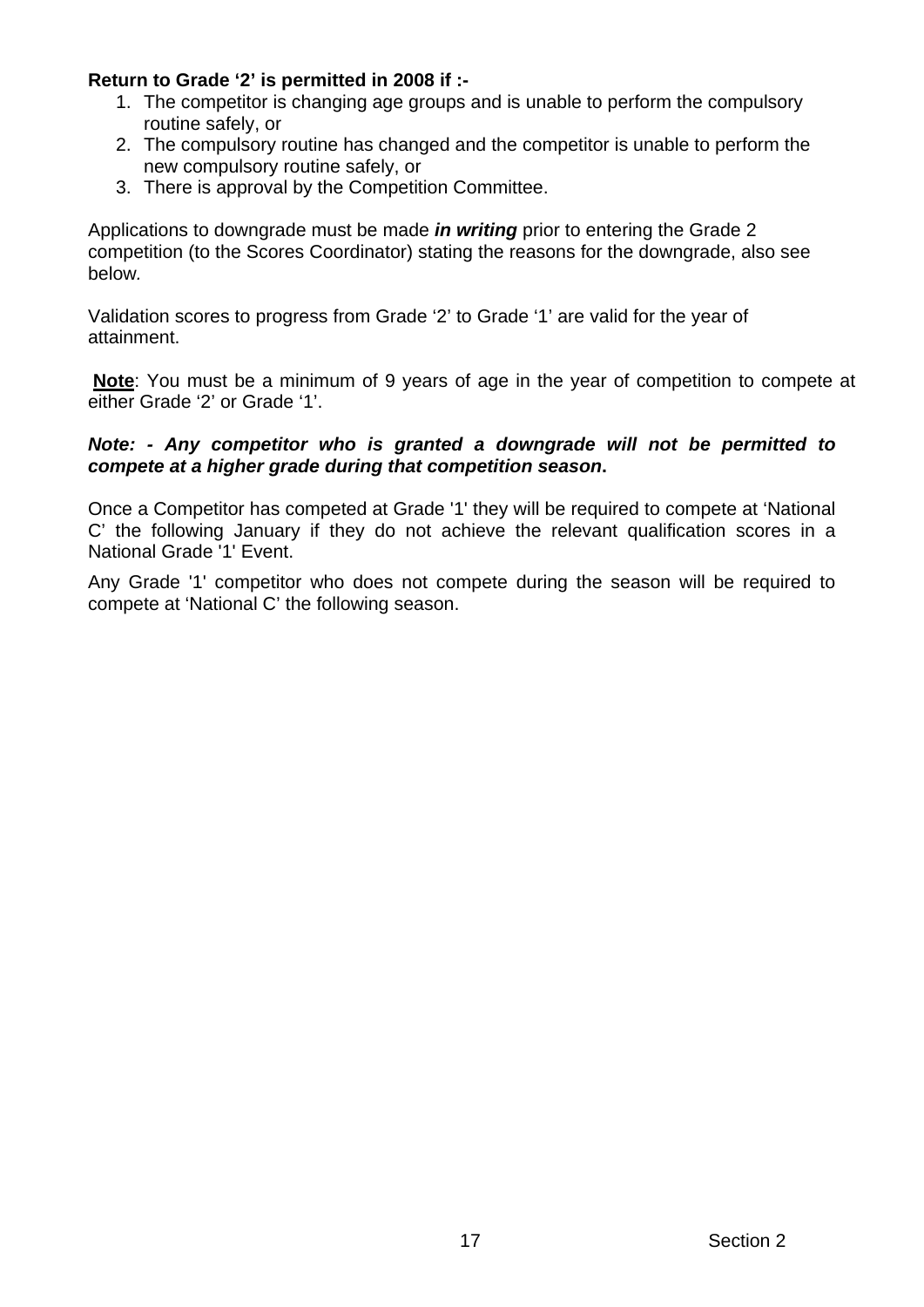**Return to Grade '2' is permitted in 2008 if :-**

1. The competitor is changing age groups and is unable to perform the compulsory routine safely, or
2. The compulsory routine has changed and the competitor is unable to perform the new compulsory routine safely, or
3. There is approval by the Competition Committee.

Applications to downgrade must be made ***in writing*** prior to entering the Grade 2 competition (to the Scores Coordinator) stating the reasons for the downgrade, also see below.

Validation scores to progress from Grade '2' to Grade '1' are valid for the year of attainment.

**Note**: You must be a minimum of 9 years of age in the year of competition to compete at either Grade '2' or Grade '1'.

***Note: - Any competitor who is granted a downgrade will not be permitted to compete at a higher grade during that competition season*.**

Once a Competitor has competed at Grade '1' they will be required to compete at 'National C' the following January if they do not achieve the relevant qualification scores in a National Grade '1' Event.

Any Grade '1' competitor who does not compete during the season will be required to compete at 'National C' the following season.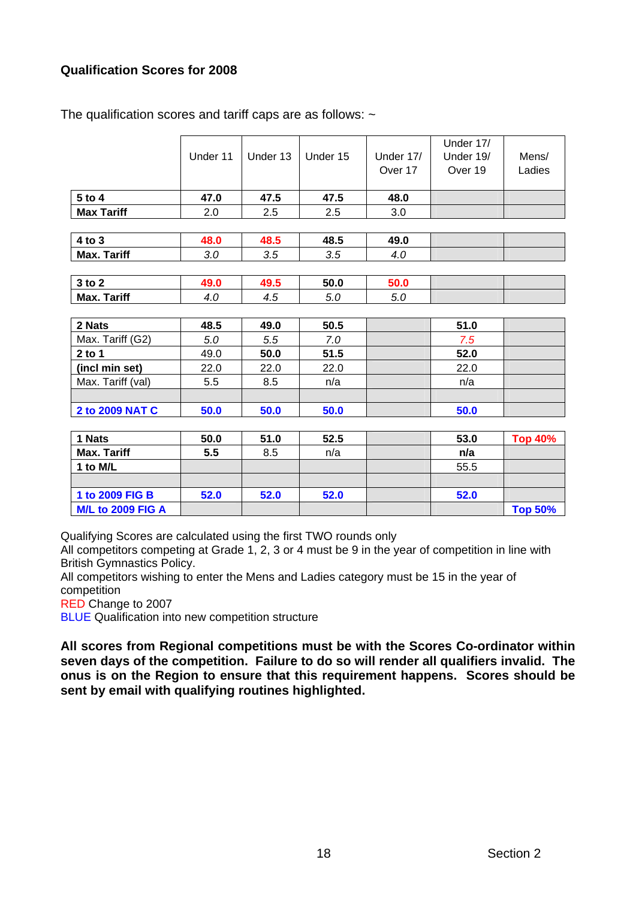**Qualification Scores for 2008**

The qualification scores and tariff caps are as follows: ~

| | Under 11 | Under 13 | Under 15 | Under 17/ Over 17 | Under 17/ Under 19/ Over 19 | Mens/ Ladies |
|---|---|---|---|---|---|---|
| **5 to 4** | **47.0** | **47.5** | **47.5** | **48.0** | | |
| **Max Tariff** | 2.0 | 2.5 | 2.5 | 3.0 | | |
| | | | | | | |
| **4 to 3** | **48.0** | **48.5** | **48.5** | **49.0** | | |
| **Max. Tariff** | *3.0* | *3.5* | *3.5* | *4.0* | | |
| | | | | | | |
| **3 to 2** | **49.0** | **49.5** | **50.0** | **50.0** | | |
| **Max. Tariff** | *4.0* | *4.5* | *5.0* | *5.0* | | |
| | | | | | | |
| **2 Nats** | **48.5** | **49.0** | **50.5** | | **51.0** | |
| Max. Tariff (G2) | *5.0* | *5.5* | *7.0* | | *7.5* | |
| **2 to 1** | 49.0 | **50.0** | **51.5** | | **52.0** | |
| **(incl min set)** | 22.0 | 22.0 | 22.0 | | 22.0 | |
| Max. Tariff (val) | 5.5 | 8.5 | n/a | | n/a | |
| | | | | | | |
| **2 to 2009 NAT C** | **50.0** | **50.0** | **50.0** | | **50.0** | |
| | | | | | | |
| **1 Nats** | **50.0** | **51.0** | **52.5** | | **53.0** | **Top 40%** |
| **Max. Tariff** | **5.5** | 8.5 | n/a | | **n/a** | |
| **1 to M/L** | | | | | 55.5 | |
| | | | | | | |
| **1 to 2009 FIG B** | **52.0** | **52.0** | **52.0** | | **52.0** | |
| **M/L to 2009 FIG A** | | | | | | **Top 50%** |

Qualifying Scores are calculated using the first TWO rounds only
All competitors competing at Grade 1, 2, 3 or 4 must be 9 in the year of competition in line with British Gymnastics Policy.
All competitors wishing to enter the Mens and Ladies category must be 15 in the year of competition
RED Change to 2007
BLUE Qualification into new competition structure

**All scores from Regional competitions must be with the Scores Co-ordinator within seven days of the competition. Failure to do so will render all qualifiers invalid. The onus is on the Region to ensure that this requirement happens. Scores should be sent by email with qualifying routines highlighted.**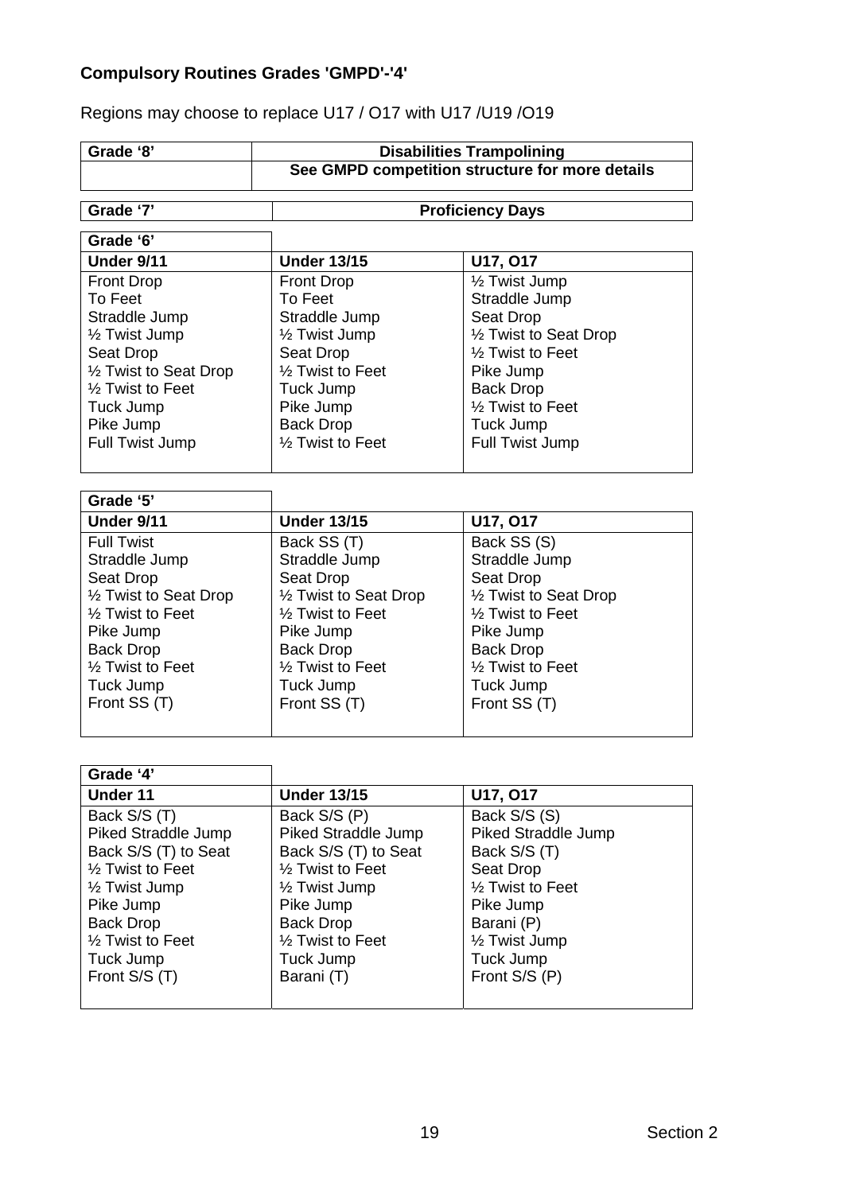**Compulsory Routines Grades 'GMPD'-'4'**

Regions may choose to replace U17 / O17 with U17 /U19 /O19

| Grade '8' | Disabilities Trampolining |
|---|---|
| | See GMPD competition structure for more details |

| Grade '7' | Proficiency Days |
|---|---|

| Grade '6' | | |
|---|---|---|
| **Under 9/11** | **Under 13/15** | **U17, O17** |
| Front Drop<br>To Feet<br>Straddle Jump<br>½ Twist Jump<br>Seat Drop<br>½ Twist to Seat Drop<br>½ Twist to Feet<br>Tuck Jump<br>Pike Jump<br>Full Twist Jump | Front Drop<br>To Feet<br>Straddle Jump<br>½ Twist Jump<br>Seat Drop<br>½ Twist to Feet<br>Tuck Jump<br>Pike Jump<br>Back Drop<br>½ Twist to Feet | ½ Twist Jump<br>Straddle Jump<br>Seat Drop<br>½ Twist to Seat Drop<br>½ Twist to Feet<br>Pike Jump<br>Back Drop<br>½ Twist to Feet<br>Tuck Jump<br>Full Twist Jump |

| Grade '5' | | |
|---|---|---|
| **Under 9/11** | **Under 13/15** | **U17, O17** |
| Full Twist<br>Straddle Jump<br>Seat Drop<br>½ Twist to Seat Drop<br>½ Twist to Feet<br>Pike Jump<br>Back Drop<br>½ Twist to Feet<br>Tuck Jump<br>Front SS (T) | Back SS (T)<br>Straddle Jump<br>Seat Drop<br>½ Twist to Seat Drop<br>½ Twist to Feet<br>Pike Jump<br>Back Drop<br>½ Twist to Feet<br>Tuck Jump<br>Front SS (T) | Back SS (S)<br>Straddle Jump<br>Seat Drop<br>½ Twist to Seat Drop<br>½ Twist to Feet<br>Pike Jump<br>Back Drop<br>½ Twist to Feet<br>Tuck Jump<br>Front SS (T) |

| Grade '4' | | |
|---|---|---|
| **Under 11** | **Under 13/15** | **U17, O17** |
| Back S/S (T)<br>Piked Straddle Jump<br>Back S/S (T) to Seat<br>½ Twist to Feet<br>½ Twist Jump<br>Pike Jump<br>Back Drop<br>½ Twist to Feet<br>Tuck Jump<br>Front S/S (T) | Back S/S (P)<br>Piked Straddle Jump<br>Back S/S (T) to Seat<br>½ Twist to Feet<br>½ Twist Jump<br>Pike Jump<br>Back Drop<br>½ Twist to Feet<br>Tuck Jump<br>Barani (T) | Back S/S (S)<br>Piked Straddle Jump<br>Back S/S (T)<br>Seat Drop<br>½ Twist to Feet<br>Pike Jump<br>Barani (P)<br>½ Twist Jump<br>Tuck Jump<br>Front S/S (P) |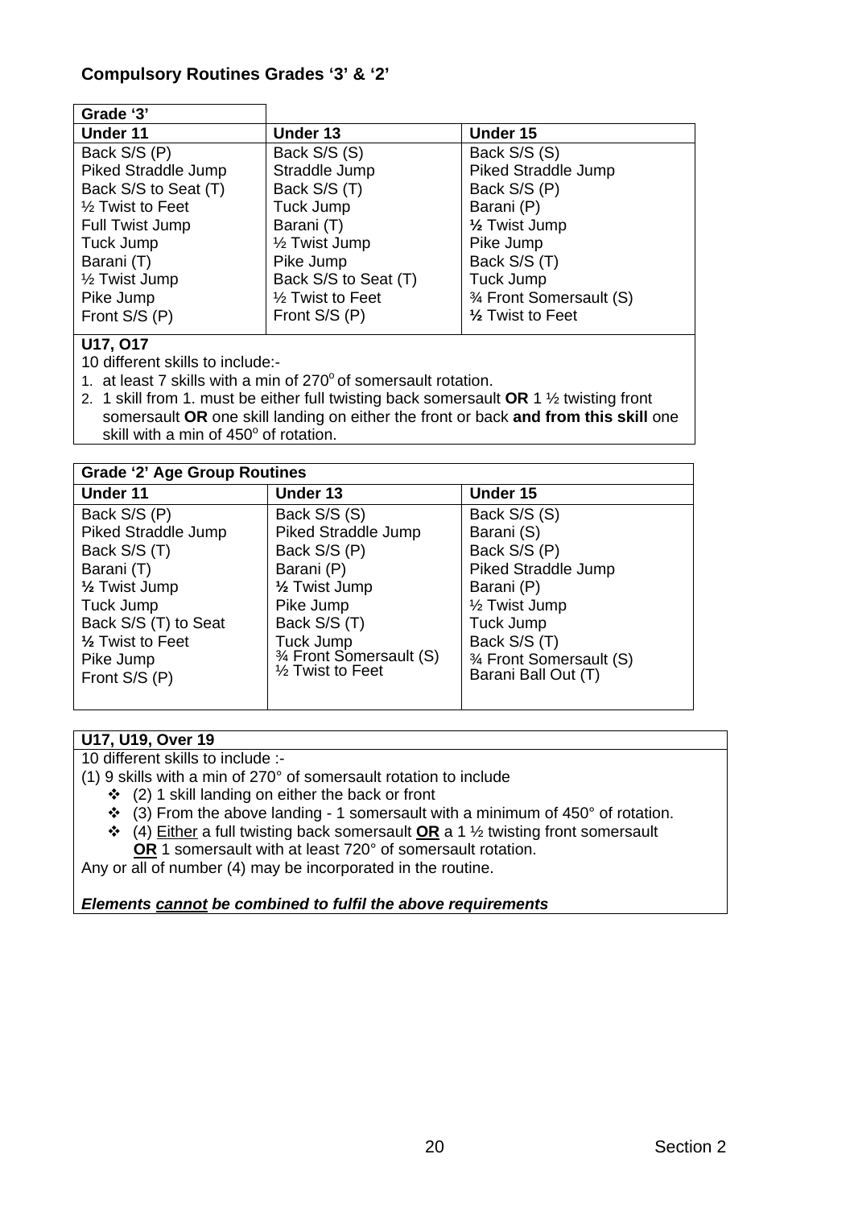## Compulsory Routines Grades '3' & '2'

| Grade '3' | | |
|---|---|---|
| **Under 11** | **Under 13** | **Under 15** |
| Back S/S (P) | Back S/S (S) | Back S/S (S) |
| Piked Straddle Jump | Straddle Jump | Piked Straddle Jump |
| Back S/S to Seat (T) | Back S/S (T) | Back S/S (P) |
| ½ Twist to Feet | Tuck Jump | Barani (P) |
| Full Twist Jump | Barani (T) | ½ Twist Jump |
| Tuck Jump | ½ Twist Jump | Pike Jump |
| Barani (T) | Pike Jump | Back S/S (T) |
| ½ Twist Jump | Back S/S to Seat (T) | Tuck Jump |
| Pike Jump | ½ Twist to Feet | ¾ Front Somersault (S) |
| Front S/S (P) | Front S/S (P) | ½ Twist to Feet |

**U17, O17**

10 different skills to include:-

1. at least 7 skills with a min of 270° of somersault rotation.
2. 1 skill from 1. must be either full twisting back somersault **OR** 1 ½ twisting front somersault **OR** one skill landing on either the front or back **and from this skill** one skill with a min of 450° of rotation.

| Grade '2' Age Group Routines | | |
|---|---|---|
| **Under 11** | **Under 13** | **Under 15** |
| Back S/S (P) | Back S/S (S) | Back S/S (S) |
| Piked Straddle Jump | Piked Straddle Jump | Barani (S) |
| Back S/S (T) | Back S/S (P) | Back S/S (P) |
| Barani (T) | Barani (P) | Piked Straddle Jump |
| ½ Twist Jump | ½ Twist Jump | Barani (P) |
| Tuck Jump | Pike Jump | ½ Twist Jump |
| Back S/S (T) to Seat | Back S/S (T) | Tuck Jump |
| ½ Twist to Feet | Tuck Jump | Back S/S (T) |
| Pike Jump | ¾ Front Somersault (S) | ¾ Front Somersault (S) |
| Front S/S (P) | ½ Twist to Feet | Barani Ball Out (T) |

**U17, U19, Over 19**

10 different skills to include :-

(1) 9 skills with a min of 270° of somersault rotation to include

- (2) 1 skill landing on either the back or front
- (3) From the above landing - 1 somersault with a minimum of 450° of rotation.
- (4) Either a full twisting back somersault **OR** a 1 ½ twisting front somersault **OR** 1 somersault with at least 720° of somersault rotation.

Any or all of number (4) may be incorporated in the routine.

***Elements cannot be combined to fulfil the above requirements***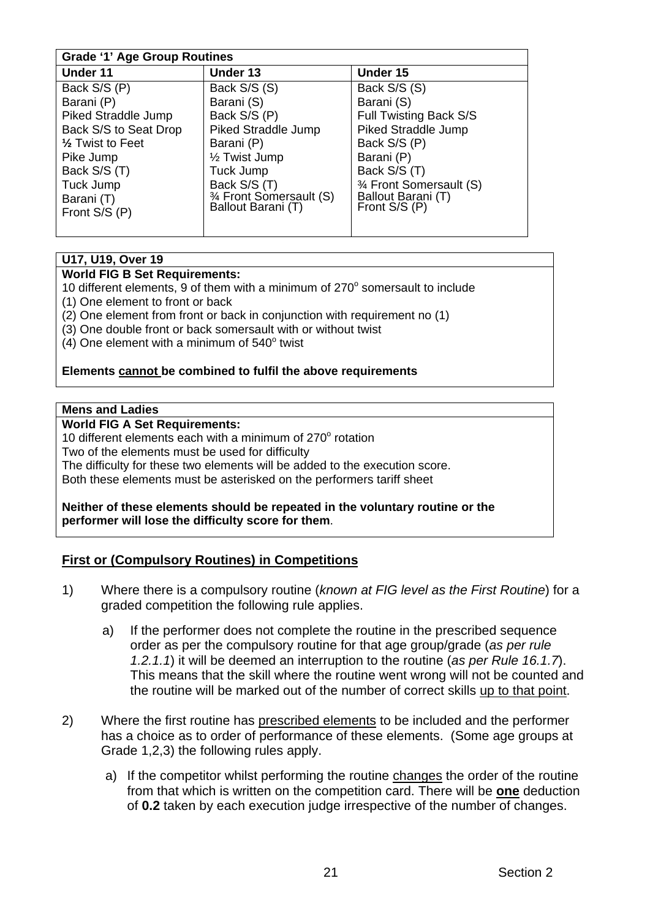| Grade '1' Age Group Routines | | |
|---|---|---|
| **Under 11** | **Under 13** | **Under 15** |
| Back S/S (P)<br>Barani (P)<br>Piked Straddle Jump<br>Back S/S to Seat Drop<br>½ Twist to Feet<br>Pike Jump<br>Back S/S (T)<br>Tuck Jump<br>Barani (T)<br>Front S/S (P) | Back S/S (S)<br>Barani (S)<br>Back S/S (P)<br>Piked Straddle Jump<br>Barani (P)<br>½ Twist Jump<br>Tuck Jump<br>Back S/S (T)<br>¾ Front Somersault (S)<br>Ballout Barani (T) | Back S/S (S)<br>Barani (S)<br>Full Twisting Back S/S<br>Piked Straddle Jump<br>Back S/S (P)<br>Barani (P)<br>Back S/S (T)<br>¾ Front Somersault (S)<br>Ballout Barani (T)<br>Front S/S (P) |

| U17, U19, Over 19 |
|---|
| **World FIG B Set Requirements:**<br>10 different elements, 9 of them with a minimum of 270° somersault to include<br>(1) One element to front or back<br>(2) One element from front or back in conjunction with requirement no (1)<br>(3) One double front or back somersault with or without twist<br>(4) One element with a minimum of 540° twist<br><br>**Elements cannot be combined to fulfil the above requirements** |

| Mens and Ladies |
|---|
| **World FIG A Set Requirements:**<br>10 different elements each with a minimum of 270° rotation<br>Two of the elements must be used for difficulty<br>The difficulty for these two elements will be added to the execution score.<br>Both these elements must be asterisked on the performers tariff sheet<br><br>**Neither of these elements should be repeated in the voluntary routine or the performer will lose the difficulty score for them**. |

## First or (Compulsory Routines) in Competitions

1) Where there is a compulsory routine (*known at FIG level as the First Routine*) for a graded competition the following rule applies.

   a) If the performer does not complete the routine in the prescribed sequence order as per the compulsory routine for that age group/grade (*as per rule 1.2.1.1*) it will be deemed an interruption to the routine (*as per Rule 16.1.7*). This means that the skill where the routine went wrong will not be counted and the routine will be marked out of the number of correct skills up to that point.

2) Where the first routine has prescribed elements to be included and the performer has a choice as to order of performance of these elements. (Some age groups at Grade 1,2,3) the following rules apply.

   a) If the competitor whilst performing the routine changes the order of the routine from that which is written on the competition card. There will be **one** deduction of **0.2** taken by each execution judge irrespective of the number of changes.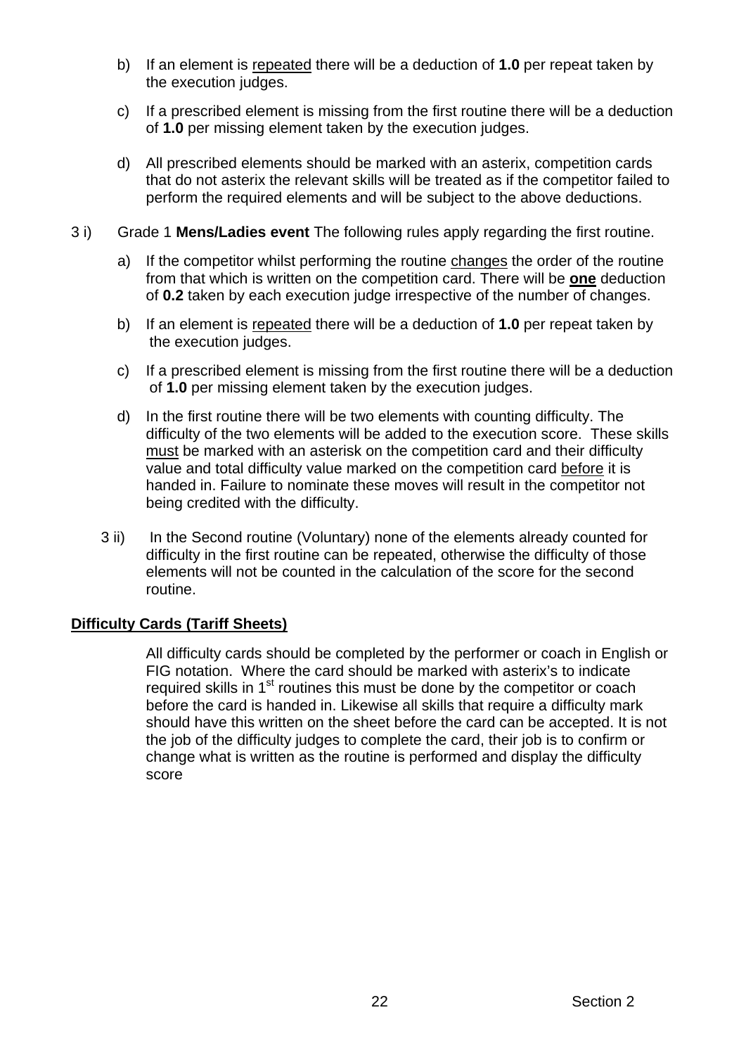b) If an element is <u>repeated</u> there will be a deduction of **1.0** per repeat taken by the execution judges.

c) If a prescribed element is missing from the first routine there will be a deduction of **1.0** per missing element taken by the execution judges.

d) All prescribed elements should be marked with an asterix, competition cards that do not asterix the relevant skills will be treated as if the competitor failed to perform the required elements and will be subject to the above deductions.

3 i) Grade 1 **Mens/Ladies event** The following rules apply regarding the first routine.

a) If the competitor whilst performing the routine <u>changes</u> the order of the routine from that which is written on the competition card. There will be <u>**one**</u> deduction of **0.2** taken by each execution judge irrespective of the number of changes.

b) If an element is <u>repeated</u> there will be a deduction of **1.0** per repeat taken by the execution judges.

c) If a prescribed element is missing from the first routine there will be a deduction of **1.0** per missing element taken by the execution judges.

d) In the first routine there will be two elements with counting difficulty. The difficulty of the two elements will be added to the execution score. These skills <u>must</u> be marked with an asterisk on the competition card and their difficulty value and total difficulty value marked on the competition card <u>before</u> it is handed in. Failure to nominate these moves will result in the competitor not being credited with the difficulty.

3 ii) In the Second routine (Voluntary) none of the elements already counted for difficulty in the first routine can be repeated, otherwise the difficulty of those elements will not be counted in the calculation of the score for the second routine.

**<u>Difficulty Cards (Tariff Sheets)</u>**

All difficulty cards should be completed by the performer or coach in English or FIG notation. Where the card should be marked with asterix's to indicate required skills in 1st routines this must be done by the competitor or coach before the card is handed in. Likewise all skills that require a difficulty mark should have this written on the sheet before the card can be accepted. It is not the job of the difficulty judges to complete the card, their job is to confirm or change what is written as the routine is performed and display the difficulty score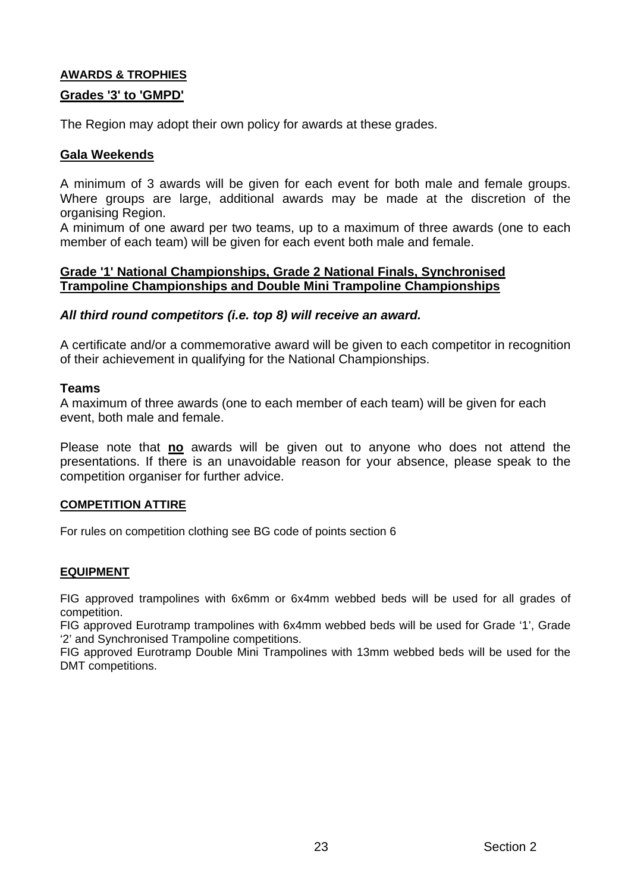## AWARDS & TROPHIES

### Grades '3' to 'GMPD'

The Region may adopt their own policy for awards at these grades.

### Gala Weekends

A minimum of 3 awards will be given for each event for both male and female groups. Where groups are large, additional awards may be made at the discretion of the organising Region.

A minimum of one award per two teams, up to a maximum of three awards (one to each member of each team) will be given for each event both male and female.

### Grade '1' National Championships, Grade 2 National Finals, Synchronised Trampoline Championships and Double Mini Trampoline Championships

***All third round competitors (i.e. top 8) will receive an award.***

A certificate and/or a commemorative award will be given to each competitor in recognition of their achievement in qualifying for the National Championships.

**Teams**

A maximum of three awards (one to each member of each team) will be given for each event, both male and female.

Please note that **no** awards will be given out to anyone who does not attend the presentations. If there is an unavoidable reason for your absence, please speak to the competition organiser for further advice.

## COMPETITION ATTIRE

For rules on competition clothing see BG code of points section 6

## EQUIPMENT

FIG approved trampolines with 6x6mm or 6x4mm webbed beds will be used for all grades of competition.

FIG approved Eurotramp trampolines with 6x4mm webbed beds will be used for Grade '1', Grade '2' and Synchronised Trampoline competitions.

FIG approved Eurotramp Double Mini Trampolines with 13mm webbed beds will be used for the DMT competitions.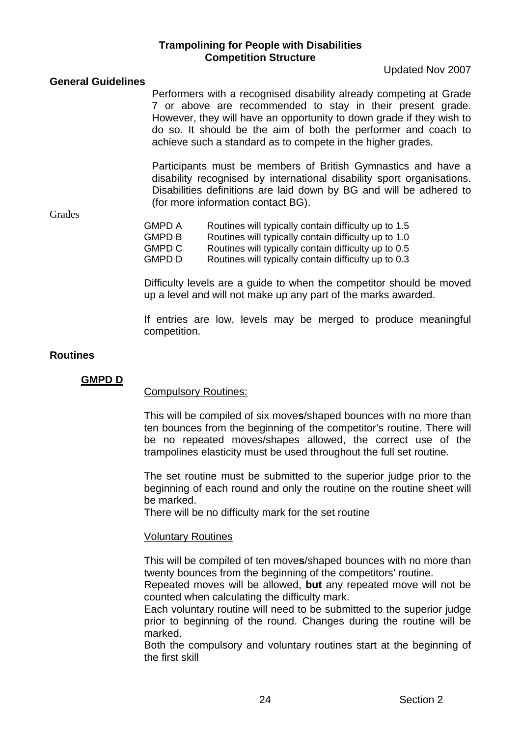# Trampolining for People with Disabilities
## Competition Structure

Updated Nov 2007

### General Guidelines

Performers with a recognised disability already competing at Grade 7 or above are recommended to stay in their present grade. However, they will have an opportunity to down grade if they wish to do so. It should be the aim of both the performer and coach to achieve such a standard as to compete in the higher grades.

Participants must be members of British Gymnastics and have a disability recognised by international disability sport organisations. Disabilities definitions are laid down by BG and will be adhered to (for more information contact BG).

Grades

| | |
|---|---|
| GMPD A | Routines will typically contain difficulty up to 1.5 |
| GMPD B | Routines will typically contain difficulty up to 1.0 |
| GMPD C | Routines will typically contain difficulty up to 0.5 |
| GMPD D | Routines will typically contain difficulty up to 0.3 |

Difficulty levels are a guide to when the competitor should be moved up a level and will not make up any part of the marks awarded.

If entries are low, levels may be merged to produce meaningful competition.

### Routines

#### GMPD D

Compulsory Routines:

This will be compiled of six move**s**/shaped bounces with no more than ten bounces from the beginning of the competitor's routine. There will be no repeated moves/shapes allowed, the correct use of the trampolines elasticity must be used throughout the full set routine.

The set routine must be submitted to the superior judge prior to the beginning of each round and only the routine on the routine sheet will be marked.
There will be no difficulty mark for the set routine

Voluntary Routines

This will be compiled of ten move**s**/shaped bounces with no more than twenty bounces from the beginning of the competitors' routine.
Repeated moves will be allowed, **but** any repeated move will not be counted when calculating the difficulty mark.
Each voluntary routine will need to be submitted to the superior judge prior to beginning of the round. Changes during the routine will be marked.
Both the compulsory and voluntary routines start at the beginning of the first skill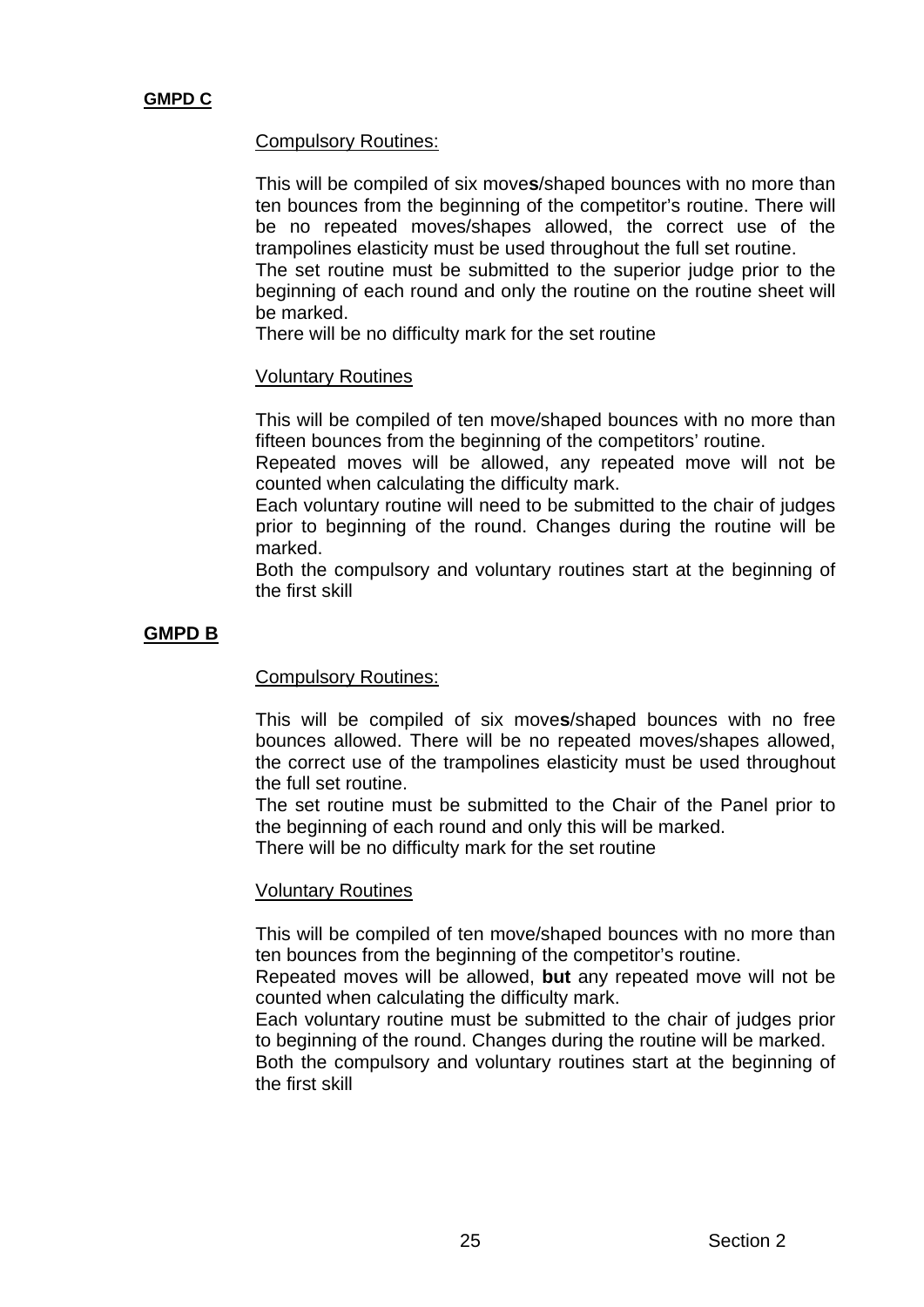**GMPD C**

Compulsory Routines:

This will be compiled of six move**s**/shaped bounces with no more than ten bounces from the beginning of the competitor's routine. There will be no repeated moves/shapes allowed, the correct use of the trampolines elasticity must be used throughout the full set routine.
The set routine must be submitted to the superior judge prior to the beginning of each round and only the routine on the routine sheet will be marked.
There will be no difficulty mark for the set routine

Voluntary Routines

This will be compiled of ten move/shaped bounces with no more than fifteen bounces from the beginning of the competitors' routine.
Repeated moves will be allowed, any repeated move will not be counted when calculating the difficulty mark.
Each voluntary routine will need to be submitted to the chair of judges prior to beginning of the round. Changes during the routine will be marked.
Both the compulsory and voluntary routines start at the beginning of the first skill

**GMPD B**

Compulsory Routines:

This will be compiled of six move**s**/shaped bounces with no free bounces allowed. There will be no repeated moves/shapes allowed, the correct use of the trampolines elasticity must be used throughout the full set routine.
The set routine must be submitted to the Chair of the Panel prior to the beginning of each round and only this will be marked.
There will be no difficulty mark for the set routine

Voluntary Routines

This will be compiled of ten move/shaped bounces with no more than ten bounces from the beginning of the competitor's routine.
Repeated moves will be allowed, **but** any repeated move will not be counted when calculating the difficulty mark.
Each voluntary routine must be submitted to the chair of judges prior to beginning of the round. Changes during the routine will be marked.
Both the compulsory and voluntary routines start at the beginning of the first skill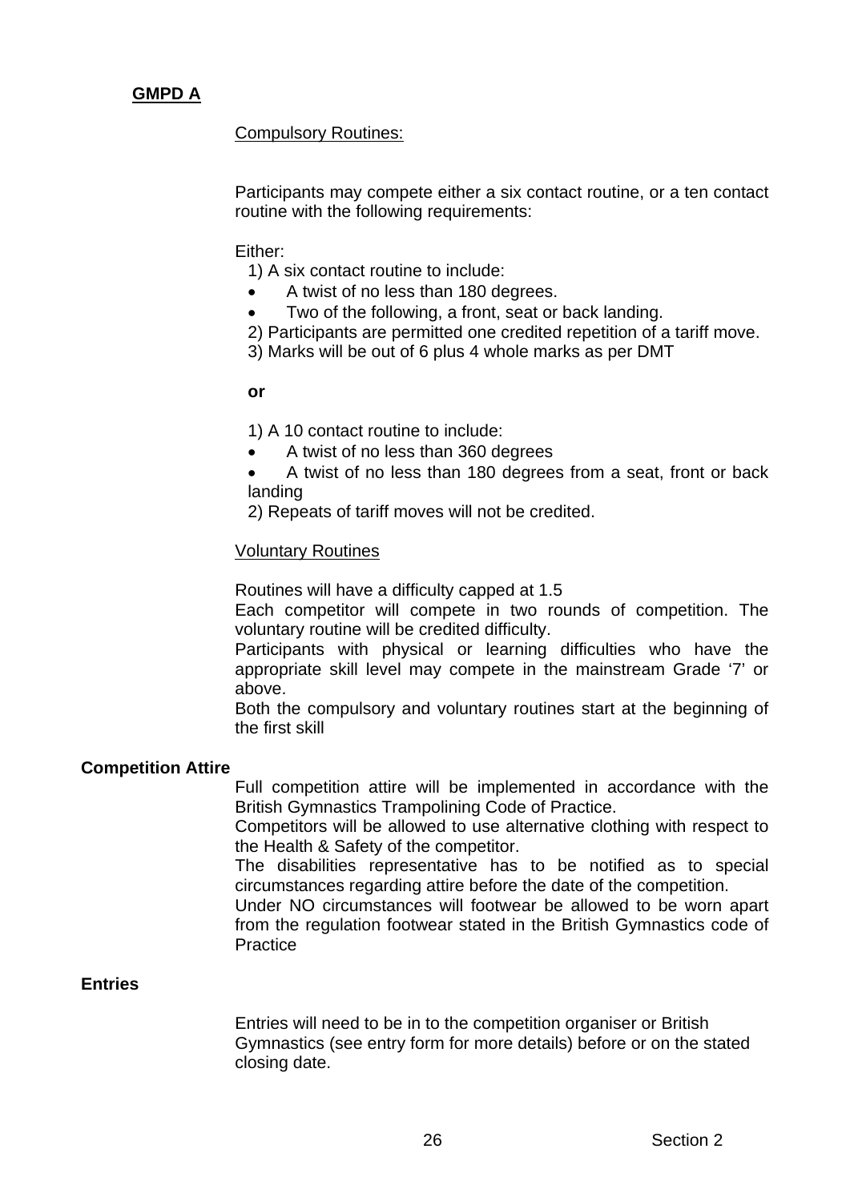**GMPD A**

Compulsory Routines:

Participants may compete either a six contact routine, or a ten contact routine with the following requirements:

Either:

1) A six contact routine to include:
- A twist of no less than 180 degrees.
- Two of the following, a front, seat or back landing.

2) Participants are permitted one credited repetition of a tariff move.

3) Marks will be out of 6 plus 4 whole marks as per DMT

**or**

1) A 10 contact routine to include:
- A twist of no less than 360 degrees
- A twist of no less than 180 degrees from a seat, front or back landing

2) Repeats of tariff moves will not be credited.

Voluntary Routines

Routines will have a difficulty capped at 1.5

Each competitor will compete in two rounds of competition. The voluntary routine will be credited difficulty.

Participants with physical or learning difficulties who have the appropriate skill level may compete in the mainstream Grade '7' or above.

Both the compulsory and voluntary routines start at the beginning of the first skill

**Competition Attire**

Full competition attire will be implemented in accordance with the British Gymnastics Trampolining Code of Practice.

Competitors will be allowed to use alternative clothing with respect to the Health & Safety of the competitor.

The disabilities representative has to be notified as to special circumstances regarding attire before the date of the competition.

Under NO circumstances will footwear be allowed to be worn apart from the regulation footwear stated in the British Gymnastics code of Practice

**Entries**

Entries will need to be in to the competition organiser or British Gymnastics (see entry form for more details) before or on the stated closing date.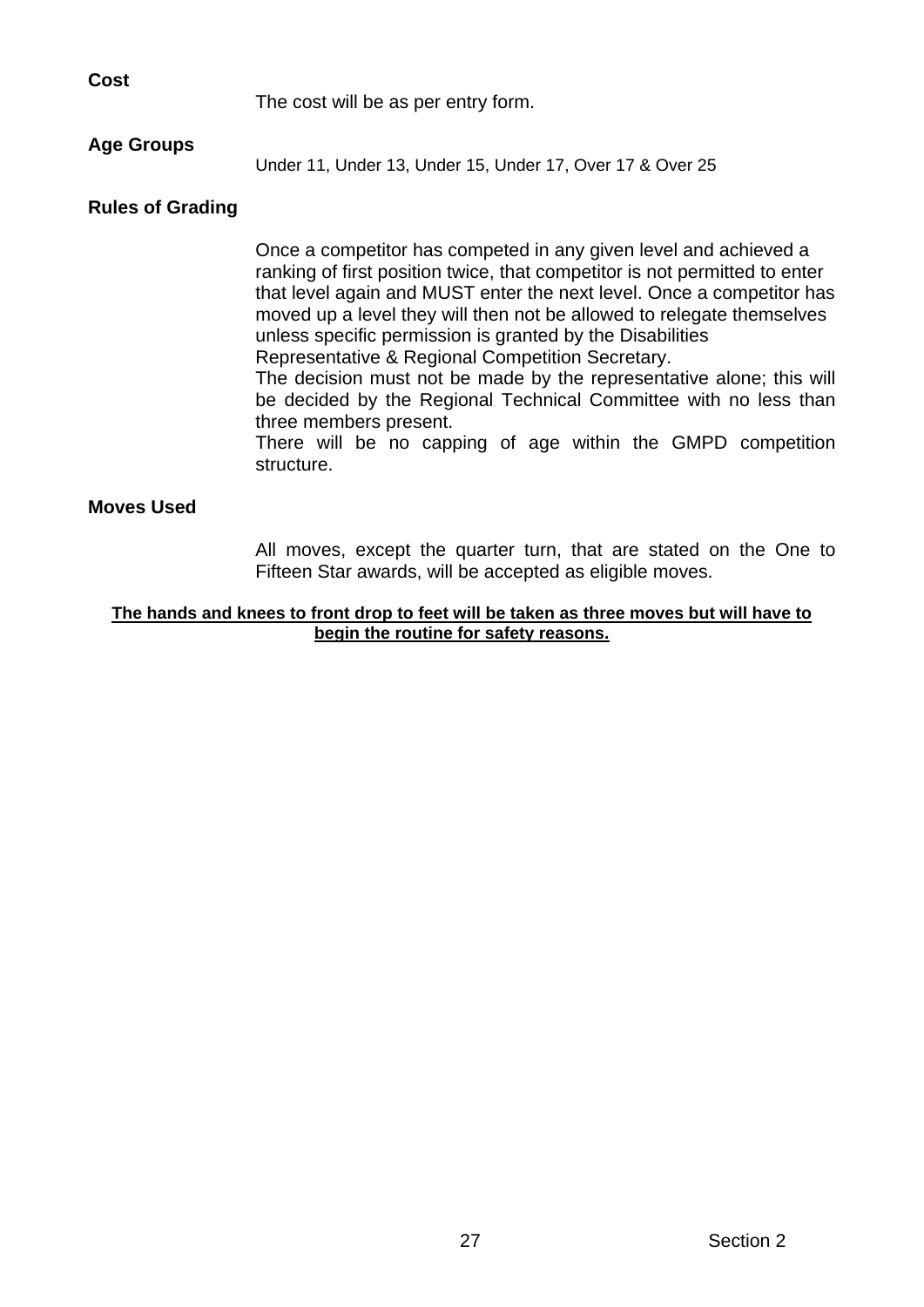**Cost**

The cost will be as per entry form.

**Age Groups**

Under 11, Under 13, Under 15, Under 17, Over 17 & Over 25

**Rules of Grading**

Once a competitor has competed in any given level and achieved a ranking of first position twice, that competitor is not permitted to enter that level again and MUST enter the next level. Once a competitor has moved up a level they will then not be allowed to relegate themselves unless specific permission is granted by the Disabilities Representative & Regional Competition Secretary.
The decision must not be made by the representative alone; this will be decided by the Regional Technical Committee with no less than three members present.
There will be no capping of age within the GMPD competition structure.

**Moves Used**

All moves, except the quarter turn, that are stated on the One to Fifteen Star awards, will be accepted as eligible moves.

**<u>The hands and knees to front drop to feet will be taken as three moves but will have to begin the routine for safety reasons.</u>**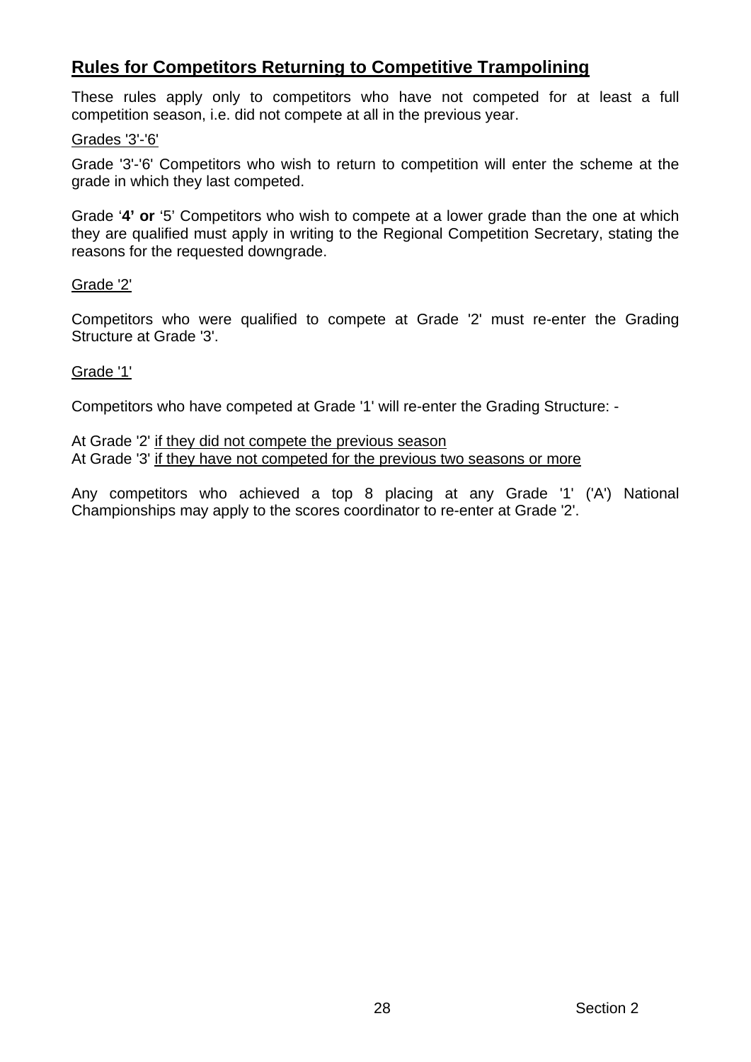## Rules for Competitors Returning to Competitive Trampolining

These rules apply only to competitors who have not competed for at least a full competition season, i.e. did not compete at all in the previous year.

Grades '3'-'6'

Grade '3'-'6' Competitors who wish to return to competition will enter the scheme at the grade in which they last competed.

Grade '**4' or** '5' Competitors who wish to compete at a lower grade than the one at which they are qualified must apply in writing to the Regional Competition Secretary, stating the reasons for the requested downgrade.

Grade '2'

Competitors who were qualified to compete at Grade '2' must re-enter the Grading Structure at Grade '3'.

Grade '1'

Competitors who have competed at Grade '1' will re-enter the Grading Structure: -

At Grade '2' if they did not compete the previous season
At Grade '3' if they have not competed for the previous two seasons or more

Any competitors who achieved a top 8 placing at any Grade '1' ('A') National Championships may apply to the scores coordinator to re-enter at Grade '2'.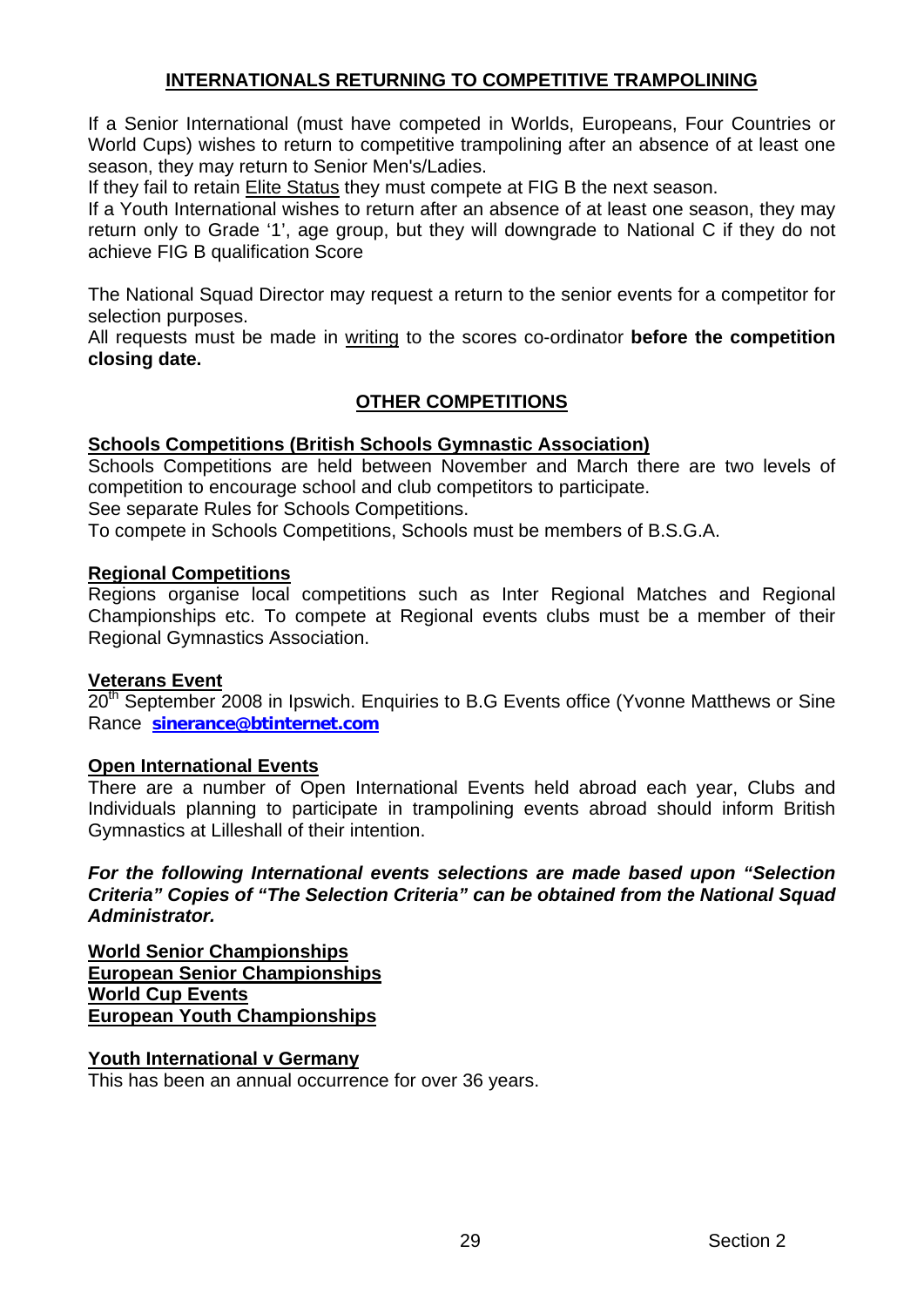## INTERNATIONALS RETURNING TO COMPETITIVE TRAMPOLINING

If a Senior International (must have competed in Worlds, Europeans, Four Countries or World Cups) wishes to return to competitive trampolining after an absence of at least one season, they may return to Senior Men's/Ladies.

If they fail to retain Elite Status they must compete at FIG B the next season.

If a Youth International wishes to return after an absence of at least one season, they may return only to Grade '1', age group, but they will downgrade to National C if they do not achieve FIG B qualification Score

The National Squad Director may request a return to the senior events for a competitor for selection purposes.

All requests must be made in writing to the scores co-ordinator **before the competition closing date.**

## OTHER COMPETITIONS

### Schools Competitions (British Schools Gymnastic Association)

Schools Competitions are held between November and March there are two levels of competition to encourage school and club competitors to participate.

See separate Rules for Schools Competitions.

To compete in Schools Competitions, Schools must be members of B.S.G.A.

### Regional Competitions

Regions organise local competitions such as Inter Regional Matches and Regional Championships etc. To compete at Regional events clubs must be a member of their Regional Gymnastics Association.

### Veterans Event

20th September 2008 in Ipswich. Enquiries to B.G Events office (Yvonne Matthews or Sine Rance **sinerance@btinternet.com**

### Open International Events

There are a number of Open International Events held abroad each year, Clubs and Individuals planning to participate in trampolining events abroad should inform British Gymnastics at Lilleshall of their intention.

***For the following International events selections are made based upon "Selection Criteria" Copies of "The Selection Criteria" can be obtained from the National Squad Administrator.***

**World Senior Championships**
**European Senior Championships**
**World Cup Events**
**European Youth Championships**

### Youth International v Germany

This has been an annual occurrence for over 36 years.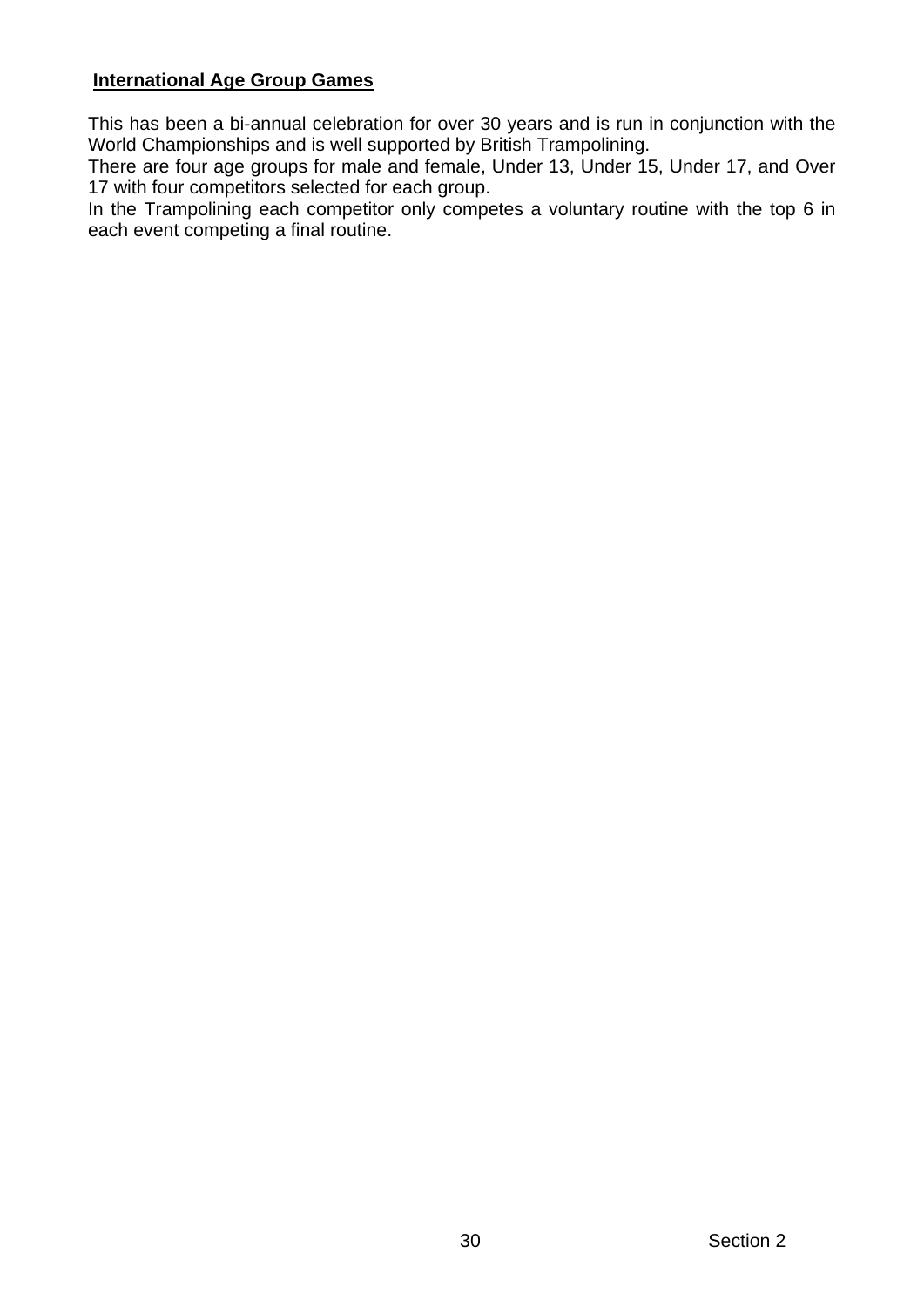**International Age Group Games**

This has been a bi-annual celebration for over 30 years and is run in conjunction with the World Championships and is well supported by British Trampolining.
There are four age groups for male and female, Under 13, Under 15, Under 17, and Over 17 with four competitors selected for each group.
In the Trampolining each competitor only competes a voluntary routine with the top 6 in each event competing a final routine.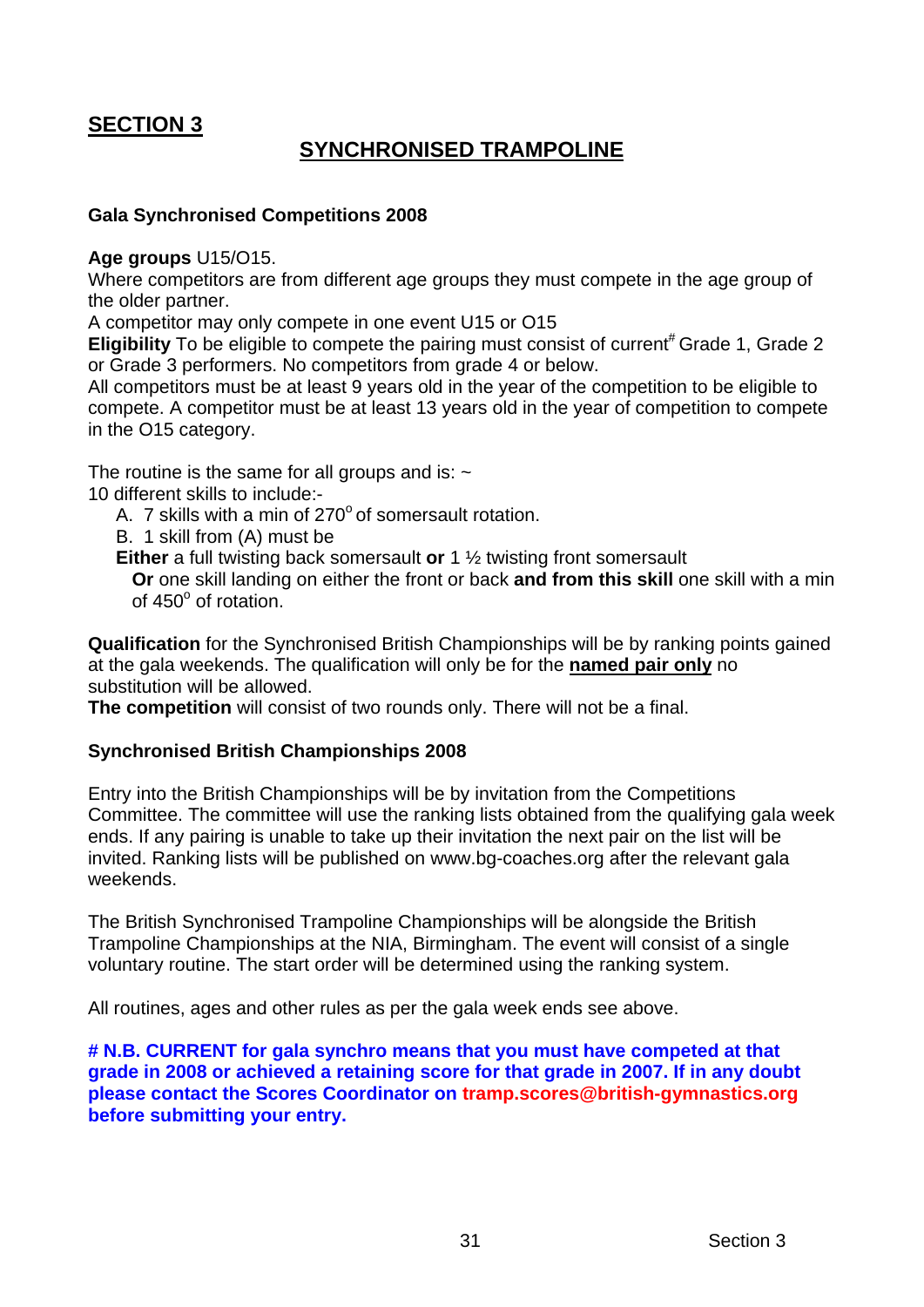# SECTION 3

## SYNCHRONISED TRAMPOLINE

### Gala Synchronised Competitions 2008

**Age groups** U15/O15.
Where competitors are from different age groups they must compete in the age group of the older partner.
A competitor may only compete in one event U15 or O15
**Eligibility** To be eligible to compete the pairing must consist of current# Grade 1, Grade 2 or Grade 3 performers. No competitors from grade 4 or below.
All competitors must be at least 9 years old in the year of the competition to be eligible to compete. A competitor must be at least 13 years old in the year of competition to compete in the O15 category.

The routine is the same for all groups and is: ~
10 different skills to include:-

A. 7 skills with a min of 270° of somersault rotation.
B. 1 skill from (A) must be
**Either** a full twisting back somersault **or** 1 ½ twisting front somersault
**Or** one skill landing on either the front or back **and from this skill** one skill with a min of 450° of rotation.

**Qualification** for the Synchronised British Championships will be by ranking points gained at the gala weekends. The qualification will only be for the **named pair only** no substitution will be allowed.
**The competition** will consist of two rounds only. There will not be a final.

### Synchronised British Championships 2008

Entry into the British Championships will be by invitation from the Competitions Committee. The committee will use the ranking lists obtained from the qualifying gala week ends. If any pairing is unable to take up their invitation the next pair on the list will be invited. Ranking lists will be published on www.bg-coaches.org after the relevant gala weekends.

The British Synchronised Trampoline Championships will be alongside the British Trampoline Championships at the NIA, Birmingham. The event will consist of a single voluntary routine. The start order will be determined using the ranking system.

All routines, ages and other rules as per the gala week ends see above.

**# N.B. CURRENT for gala synchro means that you must have competed at that grade in 2008 or achieved a retaining score for that grade in 2007. If in any doubt please contact the Scores Coordinator on tramp.scores@british-gymnastics.org before submitting your entry.**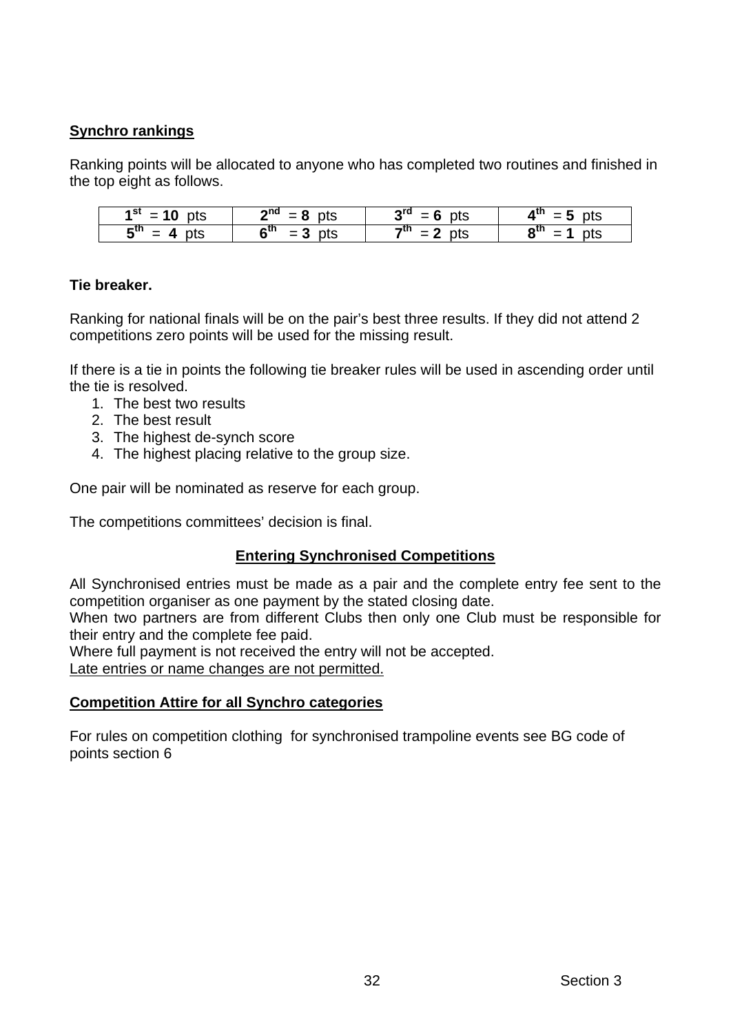**Synchro rankings**

Ranking points will be allocated to anyone who has completed two routines and finished in the top eight as follows.

| 1st = **10** pts | 2nd = **8** pts | 3rd = **6** pts | 4th = **5** pts |
|---|---|---|---|
| 5th = **4** pts | 6th = **3** pts | 7th = **2** pts | 8th = **1** pts |

**Tie breaker.**

Ranking for national finals will be on the pair's best three results. If they did not attend 2 competitions zero points will be used for the missing result.

If there is a tie in points the following tie breaker rules will be used in ascending order until the tie is resolved.

1. The best two results
2. The best result
3. The highest de-synch score
4. The highest placing relative to the group size.

One pair will be nominated as reserve for each group.

The competitions committees' decision is final.

**Entering Synchronised Competitions**

All Synchronised entries must be made as a pair and the complete entry fee sent to the competition organiser as one payment by the stated closing date.
When two partners are from different Clubs then only one Club must be responsible for their entry and the complete fee paid.
Where full payment is not received the entry will not be accepted.
Late entries or name changes are not permitted.

**Competition Attire for all Synchro categories**

For rules on competition clothing for synchronised trampoline events see BG code of points section 6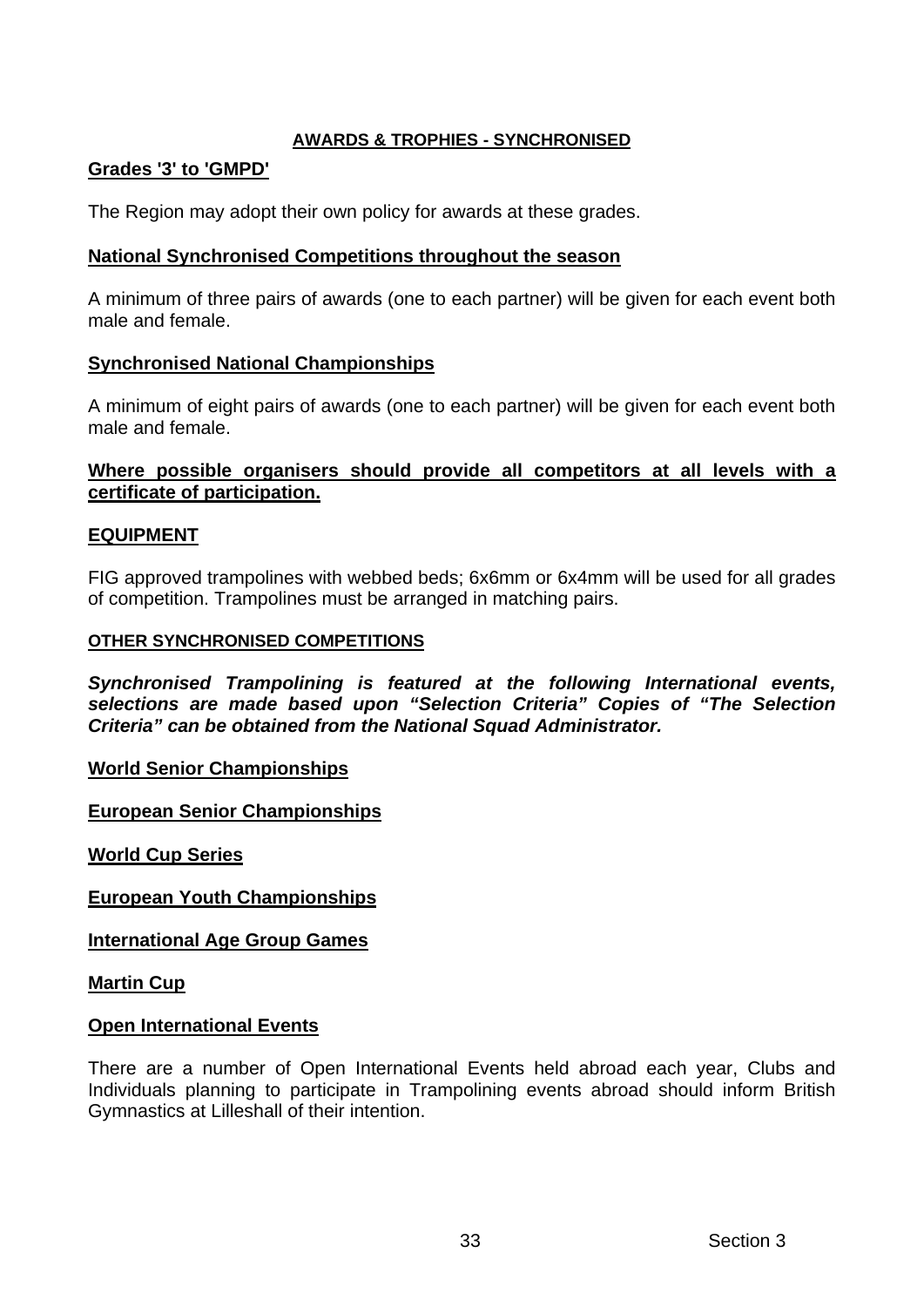## AWARDS & TROPHIES - SYNCHRONISED

### Grades '3' to 'GMPD'

The Region may adopt their own policy for awards at these grades.

### National Synchronised Competitions throughout the season

A minimum of three pairs of awards (one to each partner) will be given for each event both male and female.

### Synchronised National Championships

A minimum of eight pairs of awards (one to each partner) will be given for each event both male and female.

**Where possible organisers should provide all competitors at all levels with a certificate of participation.**

### EQUIPMENT

FIG approved trampolines with webbed beds; 6x6mm or 6x4mm will be used for all grades of competition. Trampolines must be arranged in matching pairs.

### OTHER SYNCHRONISED COMPETITIONS

***Synchronised Trampolining is featured at the following International events, selections are made based upon "Selection Criteria" Copies of "The Selection Criteria" can be obtained from the National Squad Administrator.***

**World Senior Championships**

**European Senior Championships**

**World Cup Series**

**European Youth Championships**

**International Age Group Games**

**Martin Cup**

**Open International Events**

There are a number of Open International Events held abroad each year, Clubs and Individuals planning to participate in Trampolining events abroad should inform British Gymnastics at Lilleshall of their intention.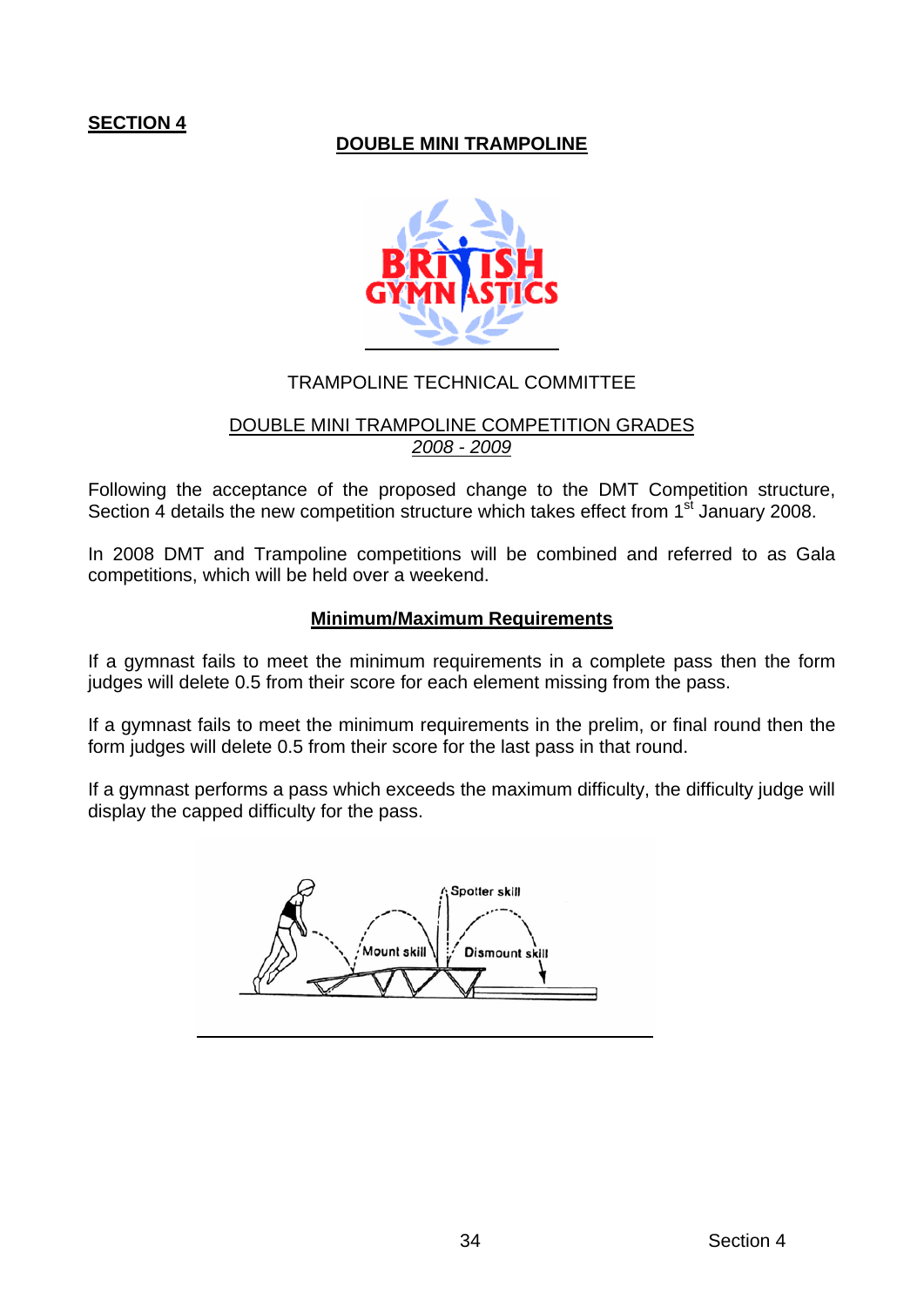**SECTION 4**

## DOUBLE MINI TRAMPOLINE

TRAMPOLINE TECHNICAL COMMITTEE

DOUBLE MINI TRAMPOLINE COMPETITION GRADES
*2008 - 2009*

Following the acceptance of the proposed change to the DMT Competition structure, Section 4 details the new competition structure which takes effect from 1st January 2008.

In 2008 DMT and Trampoline competitions will be combined and referred to as Gala competitions, which will be held over a weekend.

### Minimum/Maximum Requirements

If a gymnast fails to meet the minimum requirements in a complete pass then the form judges will delete 0.5 from their score for each element missing from the pass.

If a gymnast fails to meet the minimum requirements in the prelim, or final round then the form judges will delete 0.5 from their score for the last pass in that round.

If a gymnast performs a pass which exceeds the maximum difficulty, the difficulty judge will display the capped difficulty for the pass.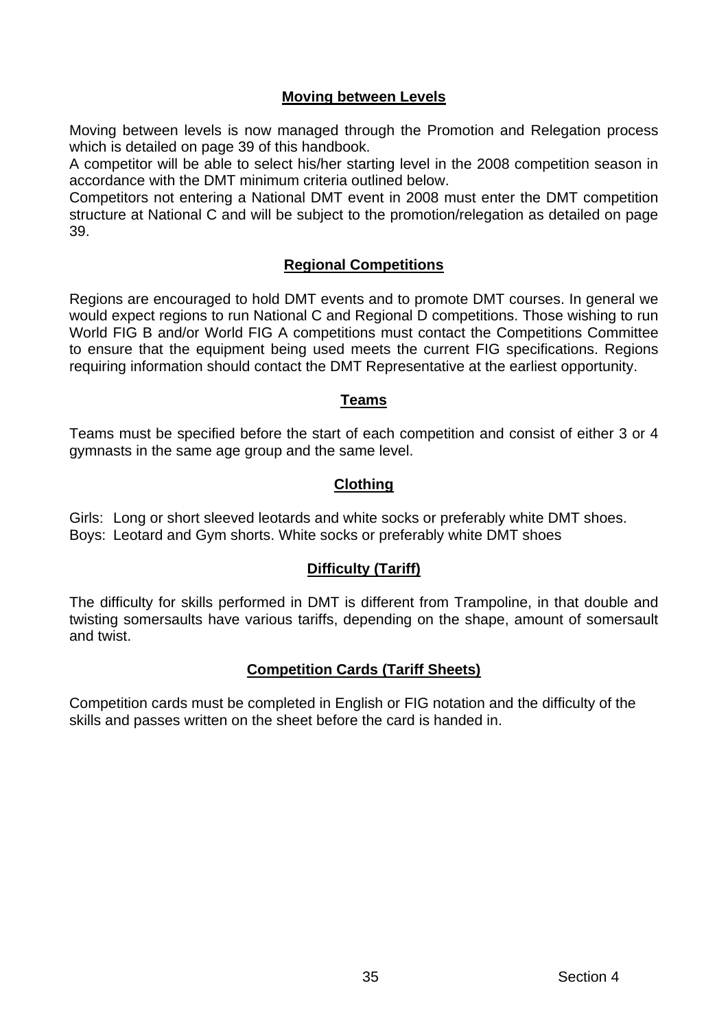## Moving between Levels

Moving between levels is now managed through the Promotion and Relegation process which is detailed on page 39 of this handbook.
A competitor will be able to select his/her starting level in the 2008 competition season in accordance with the DMT minimum criteria outlined below.
Competitors not entering a National DMT event in 2008 must enter the DMT competition structure at National C and will be subject to the promotion/relegation as detailed on page 39.

## Regional Competitions

Regions are encouraged to hold DMT events and to promote DMT courses. In general we would expect regions to run National C and Regional D competitions. Those wishing to run World FIG B and/or World FIG A competitions must contact the Competitions Committee to ensure that the equipment being used meets the current FIG specifications. Regions requiring information should contact the DMT Representative at the earliest opportunity.

## Teams

Teams must be specified before the start of each competition and consist of either 3 or 4 gymnasts in the same age group and the same level.

## Clothing

Girls: Long or short sleeved leotards and white socks or preferably white DMT shoes.
Boys: Leotard and Gym shorts. White socks or preferably white DMT shoes

## Difficulty (Tariff)

The difficulty for skills performed in DMT is different from Trampoline, in that double and twisting somersaults have various tariffs, depending on the shape, amount of somersault and twist.

## Competition Cards (Tariff Sheets)

Competition cards must be completed in English or FIG notation and the difficulty of the skills and passes written on the sheet before the card is handed in.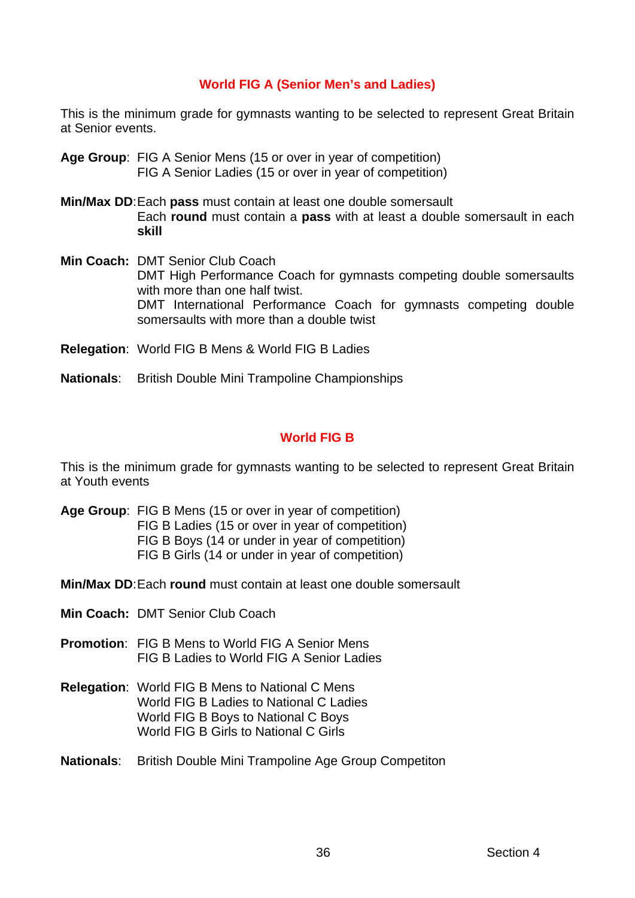## World FIG A (Senior Men's and Ladies)

This is the minimum grade for gymnasts wanting to be selected to represent Great Britain at Senior events.

**Age Group**: FIG A Senior Mens (15 or over in year of competition)
FIG A Senior Ladies (15 or over in year of competition)

**Min/Max DD**: Each **pass** must contain at least one double somersault
Each **round** must contain a **pass** with at least a double somersault in each **skill**

**Min Coach:** DMT Senior Club Coach
DMT High Performance Coach for gymnasts competing double somersaults with more than one half twist.
DMT International Performance Coach for gymnasts competing double somersaults with more than a double twist

**Relegation**: World FIG B Mens & World FIG B Ladies

**Nationals**: British Double Mini Trampoline Championships

## World FIG B

This is the minimum grade for gymnasts wanting to be selected to represent Great Britain at Youth events

**Age Group**: FIG B Mens (15 or over in year of competition)
FIG B Ladies (15 or over in year of competition)
FIG B Boys (14 or under in year of competition)
FIG B Girls (14 or under in year of competition)

**Min/Max DD**: Each **round** must contain at least one double somersault

**Min Coach:** DMT Senior Club Coach

**Promotion**: FIG B Mens to World FIG A Senior Mens
FIG B Ladies to World FIG A Senior Ladies

**Relegation**: World FIG B Mens to National C Mens
World FIG B Ladies to National C Ladies
World FIG B Boys to National C Boys
World FIG B Girls to National C Girls

**Nationals**: British Double Mini Trampoline Age Group Competiton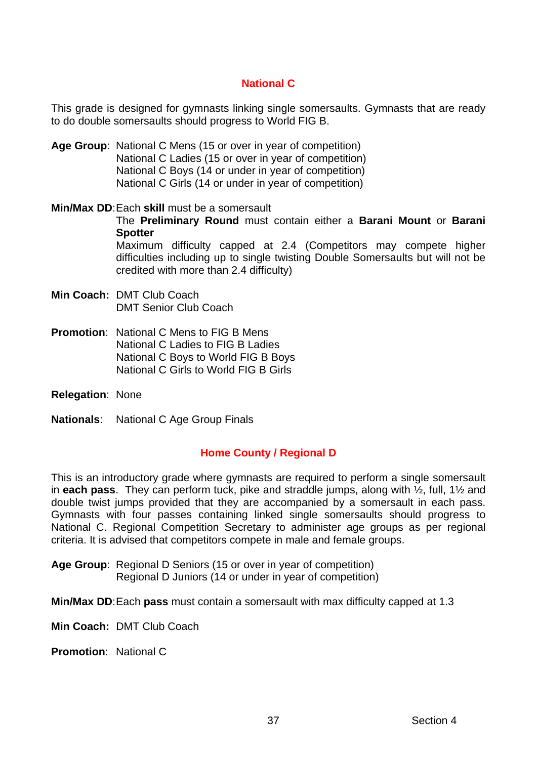## National C

This grade is designed for gymnasts linking single somersaults. Gymnasts that are ready to do double somersaults should progress to World FIG B.

**Age Group**: National C Mens (15 or over in year of competition)
National C Ladies (15 or over in year of competition)
National C Boys (14 or under in year of competition)
National C Girls (14 or under in year of competition)

**Min/Max DD**: Each **skill** must be a somersault
The **Preliminary Round** must contain either a **Barani Mount** or **Barani Spotter**
Maximum difficulty capped at 2.4 (Competitors may compete higher difficulties including up to single twisting Double Somersaults but will not be credited with more than 2.4 difficulty)

**Min Coach:** DMT Club Coach
DMT Senior Club Coach

**Promotion**: National C Mens to FIG B Mens
National C Ladies to FIG B Ladies
National C Boys to World FIG B Boys
National C Girls to World FIG B Girls

**Relegation**: None

**Nationals**: National C Age Group Finals

## Home County / Regional D

This is an introductory grade where gymnasts are required to perform a single somersault in **each pass**. They can perform tuck, pike and straddle jumps, along with ½, full, 1½ and double twist jumps provided that they are accompanied by a somersault in each pass. Gymnasts with four passes containing linked single somersaults should progress to National C. Regional Competition Secretary to administer age groups as per regional criteria. It is advised that competitors compete in male and female groups.

**Age Group**: Regional D Seniors (15 or over in year of competition)
Regional D Juniors (14 or under in year of competition)

**Min/Max DD**: Each **pass** must contain a somersault with max difficulty capped at 1.3

**Min Coach:** DMT Club Coach

**Promotion**: National C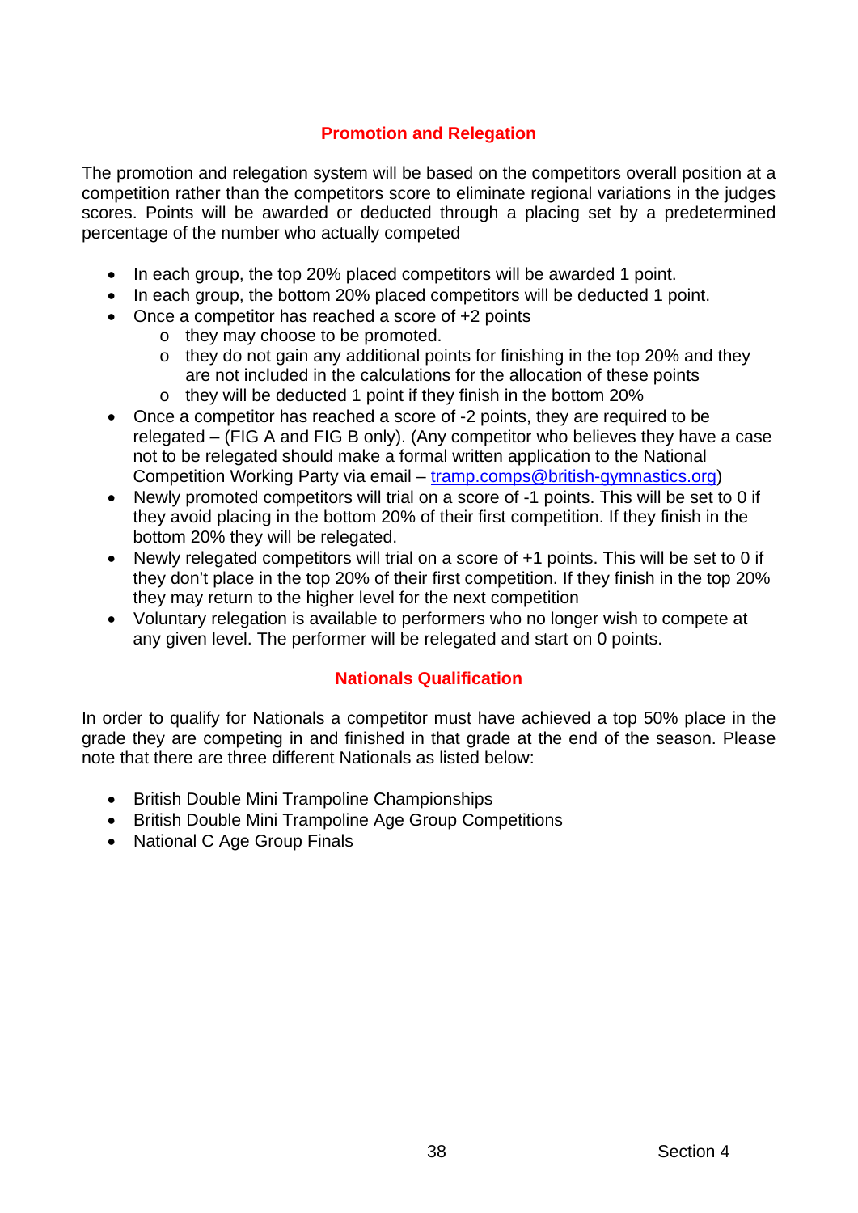## Promotion and Relegation

The promotion and relegation system will be based on the competitors overall position at a competition rather than the competitors score to eliminate regional variations in the judges scores. Points will be awarded or deducted through a placing set by a predetermined percentage of the number who actually competed

- In each group, the top 20% placed competitors will be awarded 1 point.
- In each group, the bottom 20% placed competitors will be deducted 1 point.
- Once a competitor has reached a score of +2 points
  - they may choose to be promoted.
  - they do not gain any additional points for finishing in the top 20% and they are not included in the calculations for the allocation of these points
  - they will be deducted 1 point if they finish in the bottom 20%
- Once a competitor has reached a score of -2 points, they are required to be relegated – (FIG A and FIG B only). (Any competitor who believes they have a case not to be relegated should make a formal written application to the National Competition Working Party via email – tramp.comps@british-gymnastics.org)
- Newly promoted competitors will trial on a score of -1 points. This will be set to 0 if they avoid placing in the bottom 20% of their first competition. If they finish in the bottom 20% they will be relegated.
- Newly relegated competitors will trial on a score of +1 points. This will be set to 0 if they don't place in the top 20% of their first competition. If they finish in the top 20% they may return to the higher level for the next competition
- Voluntary relegation is available to performers who no longer wish to compete at any given level. The performer will be relegated and start on 0 points.

## Nationals Qualification

In order to qualify for Nationals a competitor must have achieved a top 50% place in the grade they are competing in and finished in that grade at the end of the season. Please note that there are three different Nationals as listed below:

- British Double Mini Trampoline Championships
- British Double Mini Trampoline Age Group Competitions
- National C Age Group Finals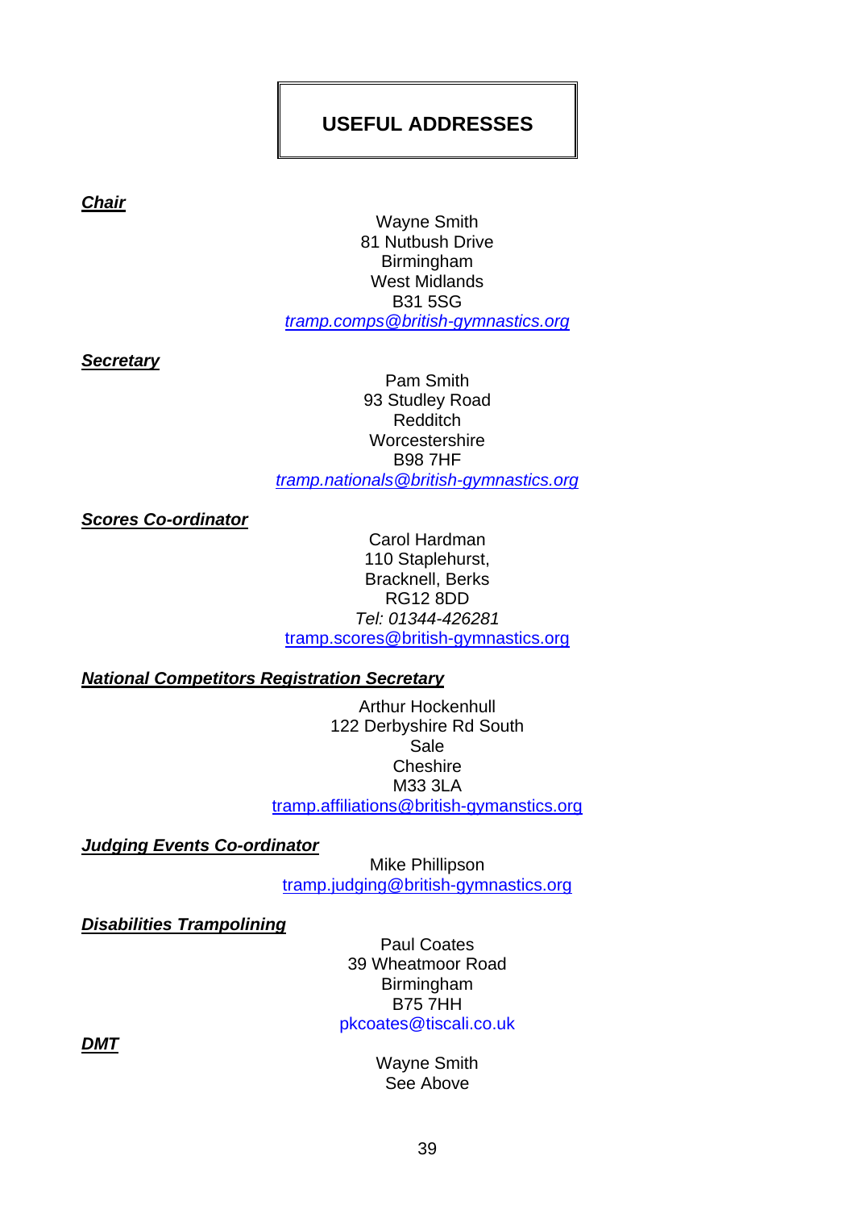# USEFUL ADDRESSES

***Chair***

Wayne Smith
81 Nutbush Drive
Birmingham
West Midlands
B31 5SG
*tramp.comps@british-gymnastics.org*

***Secretary***

Pam Smith
93 Studley Road
Redditch
Worcestershire
B98 7HF
*tramp.nationals@british-gymnastics.org*

***Scores Co-ordinator***

Carol Hardman
110 Staplehurst,
Bracknell, Berks
RG12 8DD
*Tel: 01344-426281*
tramp.scores@british-gymnastics.org

***National Competitors Registration Secretary***

Arthur Hockenhull
122 Derbyshire Rd South
Sale
Cheshire
M33 3LA
tramp.affiliations@british-gymanstics.org

***Judging Events Co-ordinator***

Mike Phillipson
tramp.judging@british-gymnastics.org

***Disabilities Trampolining***

Paul Coates
39 Wheatmoor Road
Birmingham
B75 7HH
pkcoates@tiscali.co.uk

***DMT***

Wayne Smith
See Above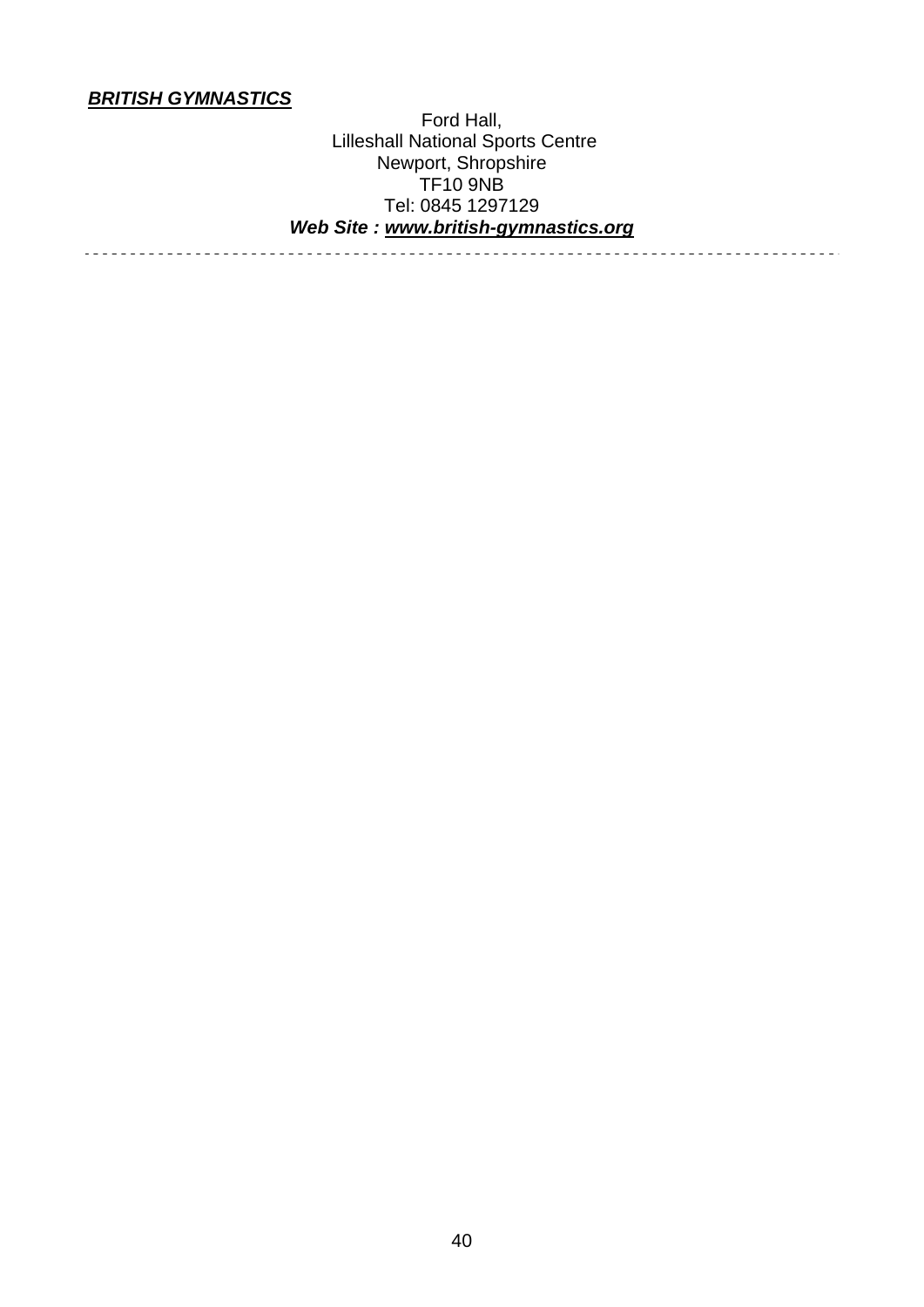***BRITISH GYMNASTICS***

Ford Hall,
Lilleshall National Sports Centre
Newport, Shropshire
TF10 9NB
Tel: 0845 1297129
***Web Site : www.british-gymnastics.org***

---